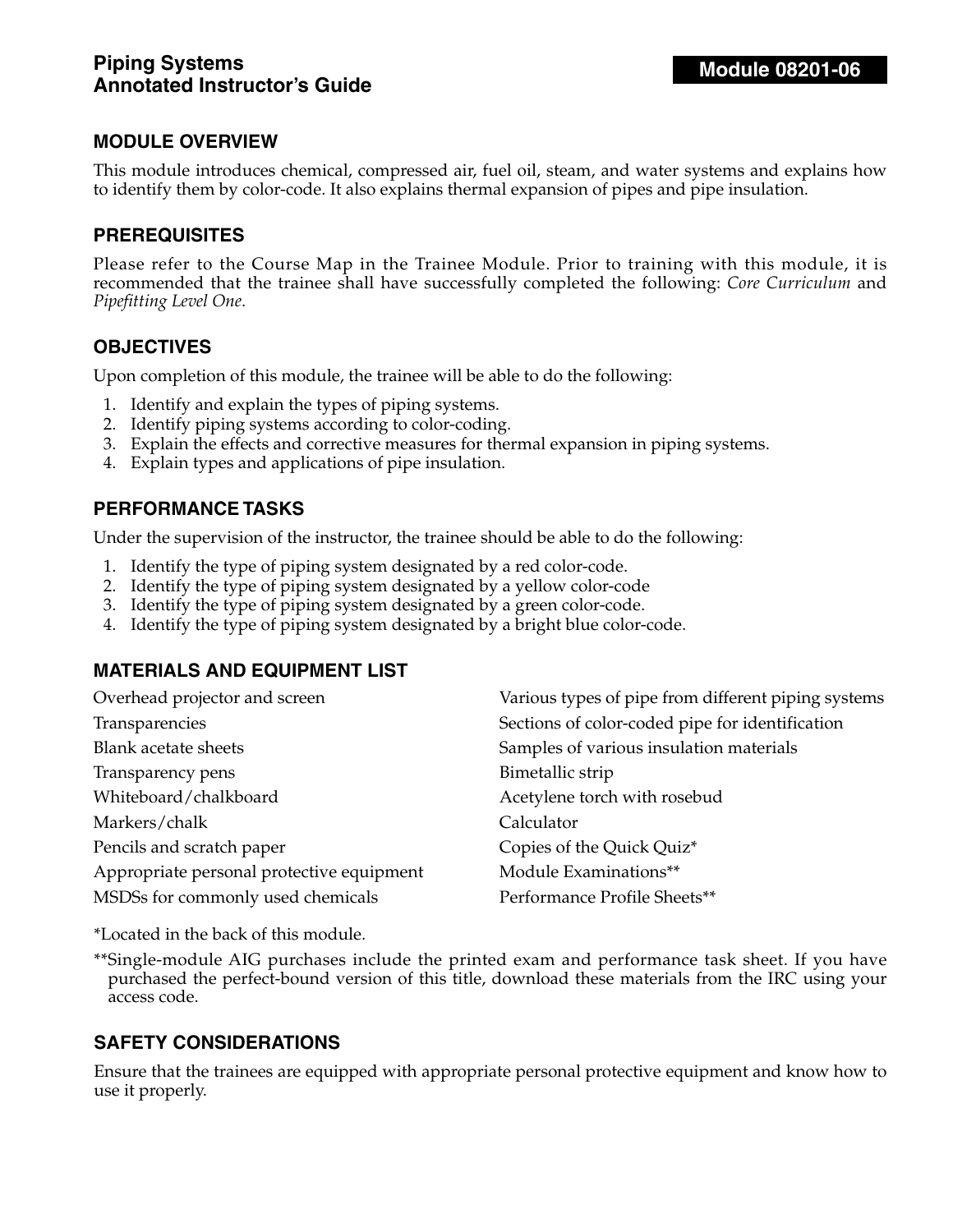# Piping Systems
# Annotated Instructor's Guide

**Module 08201-06**

## MODULE OVERVIEW

This module introduces chemical, compressed air, fuel oil, steam, and water systems and explains how to identify them by color-code. It also explains thermal expansion of pipes and pipe insulation.

## PREREQUISITES

Please refer to the Course Map in the Trainee Module. Prior to training with this module, it is recommended that the trainee shall have successfully completed the following: *Core Curriculum* and *Pipefitting Level One*.

## OBJECTIVES

Upon completion of this module, the trainee will be able to do the following:

1. Identify and explain the types of piping systems.
2. Identify piping systems according to color-coding.
3. Explain the effects and corrective measures for thermal expansion in piping systems.
4. Explain types and applications of pipe insulation.

## PERFORMANCE TASKS

Under the supervision of the instructor, the trainee should be able to do the following:

1. Identify the type of piping system designated by a red color-code.
2. Identify the type of piping system designated by a yellow color-code
3. Identify the type of piping system designated by a green color-code.
4. Identify the type of piping system designated by a bright blue color-code.

## MATERIALS AND EQUIPMENT LIST

Overhead projector and screen
Transparencies
Blank acetate sheets
Transparency pens
Whiteboard/chalkboard
Markers/chalk
Pencils and scratch paper
Appropriate personal protective equipment
MSDSs for commonly used chemicals
Various types of pipe from different piping systems
Sections of color-coded pipe for identification
Samples of various insulation materials
Bimetallic strip
Acetylene torch with rosebud
Calculator
Copies of the Quick Quiz*
Module Examinations**
Performance Profile Sheets**

*Located in the back of this module.

**Single-module AIG purchases include the printed exam and performance task sheet. If you have purchased the perfect-bound version of this title, download these materials from the IRC using your access code.

## SAFETY CONSIDERATIONS

Ensure that the trainees are equipped with appropriate personal protective equipment and know how to use it properly.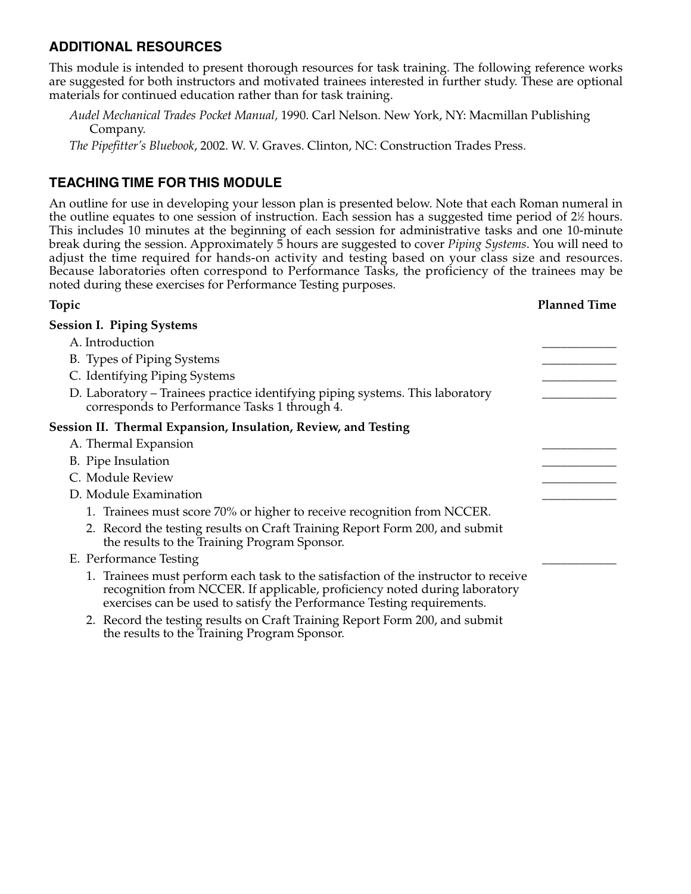## ADDITIONAL RESOURCES

This module is intended to present thorough resources for task training. The following reference works are suggested for both instructors and motivated trainees interested in further study. These are optional materials for continued education rather than for task training.

*Audel Mechanical Trades Pocket Manual,* 1990. Carl Nelson. New York, NY: Macmillan Publishing Company.

*The Pipefitter's Bluebook*, 2002. W. V. Graves. Clinton, NC: Construction Trades Press.

## TEACHING TIME FOR THIS MODULE

An outline for use in developing your lesson plan is presented below. Note that each Roman numeral in the outline equates to one session of instruction. Each session has a suggested time period of 2½ hours. This includes 10 minutes at the beginning of each session for administrative tasks and one 10-minute break during the session. Approximately 5 hours are suggested to cover *Piping Systems*. You will need to adjust the time required for hands-on activity and testing based on your class size and resources. Because laboratories often correspond to Performance Tasks, the proficiency of the trainees may be noted during these exercises for Performance Testing purposes.

| Topic | Planned Time |
|---|---|
| **Session I. Piping Systems** | |
| A. Introduction | ____________ |
| B. Types of Piping Systems | ____________ |
| C. Identifying Piping Systems | ____________ |
| D. Laboratory – Trainees practice identifying piping systems. This laboratory corresponds to Performance Tasks 1 through 4. | ____________ |
| **Session II. Thermal Expansion, Insulation, Review, and Testing** | |
| A. Thermal Expansion | ____________ |
| B. Pipe Insulation | ____________ |
| C. Module Review | ____________ |
| D. Module Examination | ____________ |
| 1. Trainees must score 70% or higher to receive recognition from NCCER. | |
| 2. Record the testing results on Craft Training Report Form 200, and submit the results to the Training Program Sponsor. | |
| E. Performance Testing | ____________ |
| 1. Trainees must perform each task to the satisfaction of the instructor to receive recognition from NCCER. If applicable, proficiency noted during laboratory exercises can be used to satisfy the Performance Testing requirements. | |
| 2. Record the testing results on Craft Training Report Form 200, and submit the results to the Training Program Sponsor. | |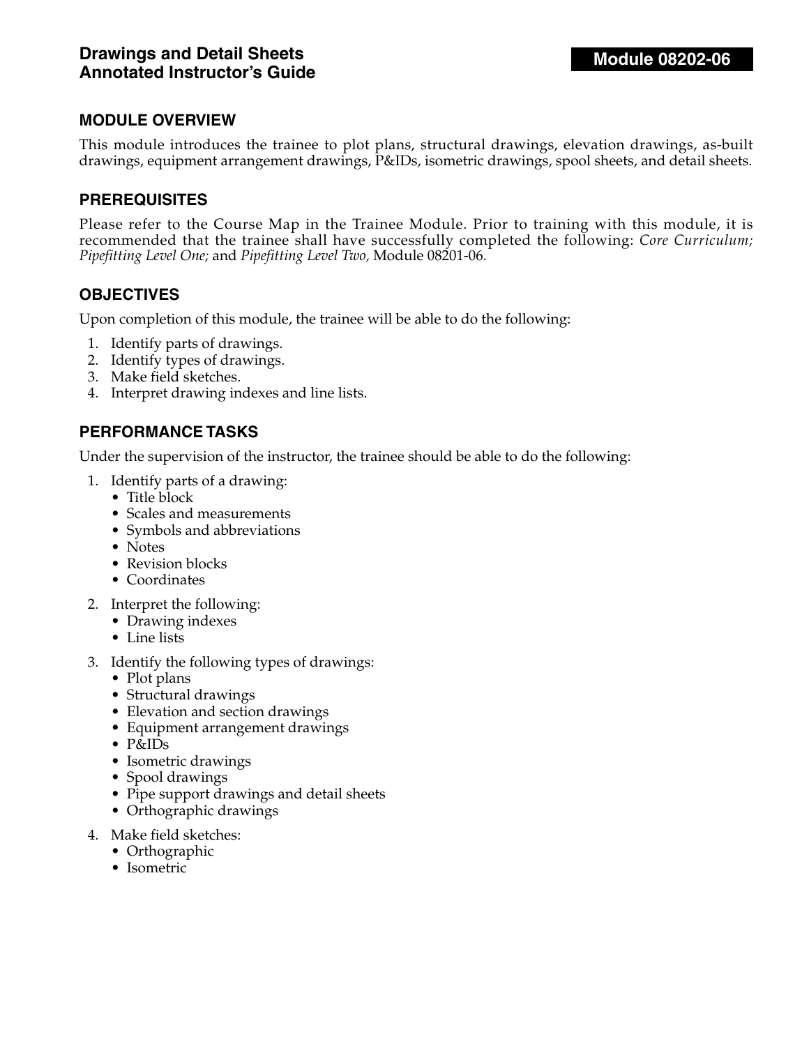# Drawings and Detail Sheets
# Annotated Instructor's Guide

**Module 08202-06**

## MODULE OVERVIEW

This module introduces the trainee to plot plans, structural drawings, elevation drawings, as-built drawings, equipment arrangement drawings, P&IDs, isometric drawings, spool sheets, and detail sheets.

## PREREQUISITES

Please refer to the Course Map in the Trainee Module. Prior to training with this module, it is recommended that the trainee shall have successfully completed the following: *Core Curriculum; Pipefitting Level One;* and *Pipefitting Level Two,* Module 08201-06.

## OBJECTIVES

Upon completion of this module, the trainee will be able to do the following:

1. Identify parts of drawings.
2. Identify types of drawings.
3. Make field sketches.
4. Interpret drawing indexes and line lists.

## PERFORMANCE TASKS

Under the supervision of the instructor, the trainee should be able to do the following:

1. Identify parts of a drawing:
   - Title block
   - Scales and measurements
   - Symbols and abbreviations
   - Notes
   - Revision blocks
   - Coordinates
2. Interpret the following:
   - Drawing indexes
   - Line lists
3. Identify the following types of drawings:
   - Plot plans
   - Structural drawings
   - Elevation and section drawings
   - Equipment arrangement drawings
   - P&IDs
   - Isometric drawings
   - Spool drawings
   - Pipe support drawings and detail sheets
   - Orthographic drawings
4. Make field sketches:
   - Orthographic
   - Isometric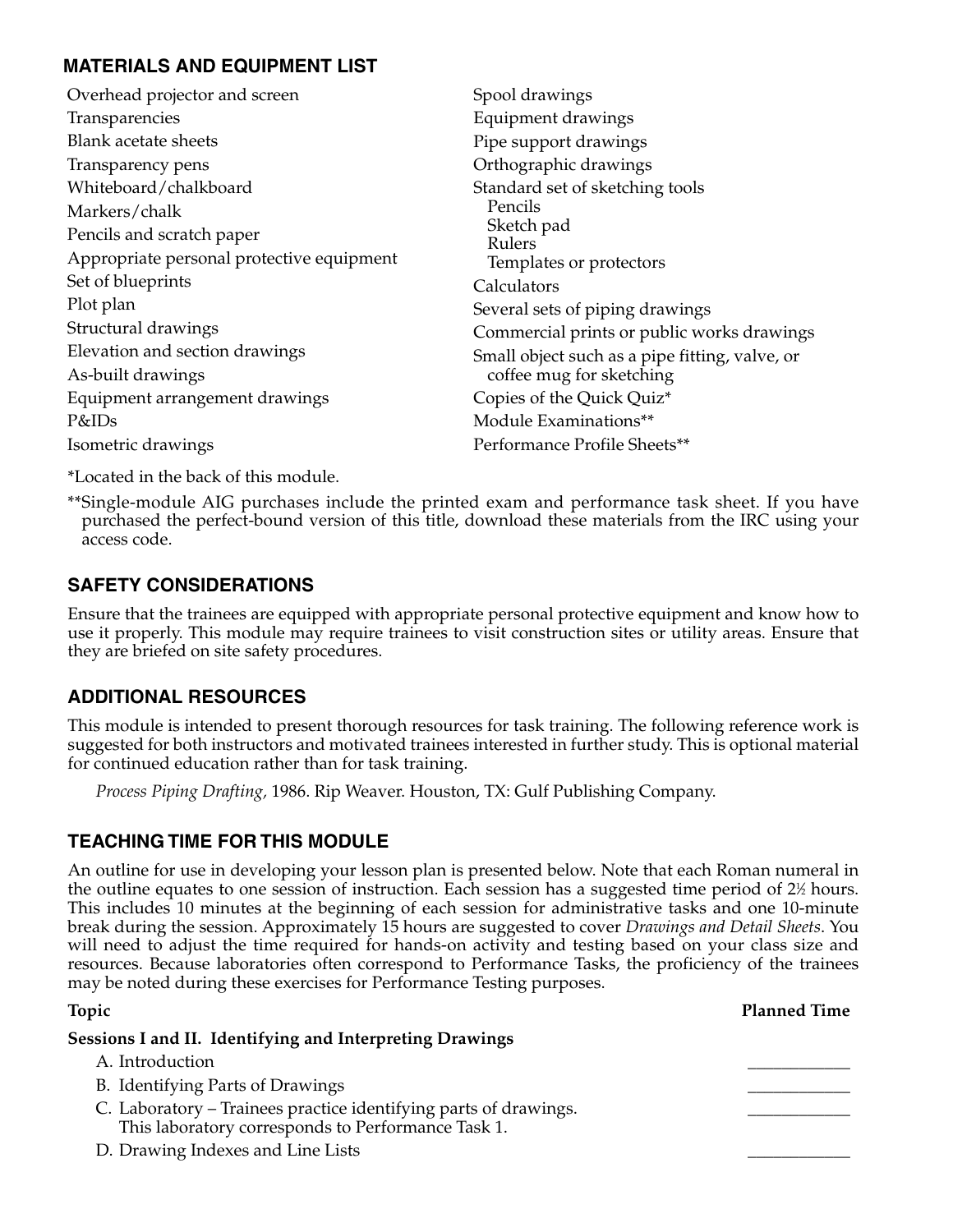## MATERIALS AND EQUIPMENT LIST

Overhead projector and screen
Transparencies
Blank acetate sheets
Transparency pens
Whiteboard/chalkboard
Markers/chalk
Pencils and scratch paper
Appropriate personal protective equipment
Set of blueprints
Plot plan
Structural drawings
Elevation and section drawings
As-built drawings
Equipment arrangement drawings
P&IDs
Isometric drawings
Spool drawings
Equipment drawings
Pipe support drawings
Orthographic drawings
Standard set of sketching tools
- Pencils
- Sketch pad
- Rulers
- Templates or protectors

Calculators
Several sets of piping drawings
Commercial prints or public works drawings
Small object such as a pipe fitting, valve, or coffee mug for sketching
Copies of the Quick Quiz*
Module Examinations**
Performance Profile Sheets**

*Located in the back of this module.

**Single-module AIG purchases include the printed exam and performance task sheet. If you have purchased the perfect-bound version of this title, download these materials from the IRC using your access code.

## SAFETY CONSIDERATIONS

Ensure that the trainees are equipped with appropriate personal protective equipment and know how to use it properly. This module may require trainees to visit construction sites or utility areas. Ensure that they are briefed on site safety procedures.

## ADDITIONAL RESOURCES

This module is intended to present thorough resources for task training. The following reference work is suggested for both instructors and motivated trainees interested in further study. This is optional material for continued education rather than for task training.

*Process Piping Drafting,* 1986. Rip Weaver. Houston, TX: Gulf Publishing Company.

## TEACHING TIME FOR THIS MODULE

An outline for use in developing your lesson plan is presented below. Note that each Roman numeral in the outline equates to one session of instruction. Each session has a suggested time period of 2½ hours. This includes 10 minutes at the beginning of each session for administrative tasks and one 10-minute break during the session. Approximately 15 hours are suggested to cover *Drawings and Detail Sheets*. You will need to adjust the time required for hands-on activity and testing based on your class size and resources. Because laboratories often correspond to Performance Tasks, the proficiency of the trainees may be noted during these exercises for Performance Testing purposes.

| Topic | Planned Time |
|---|---|
| **Sessions I and II. Identifying and Interpreting Drawings** | |
| A. Introduction | ____________ |
| B. Identifying Parts of Drawings | ____________ |
| C. Laboratory – Trainees practice identifying parts of drawings. This laboratory corresponds to Performance Task 1. | ____________ |
| D. Drawing Indexes and Line Lists | ____________ |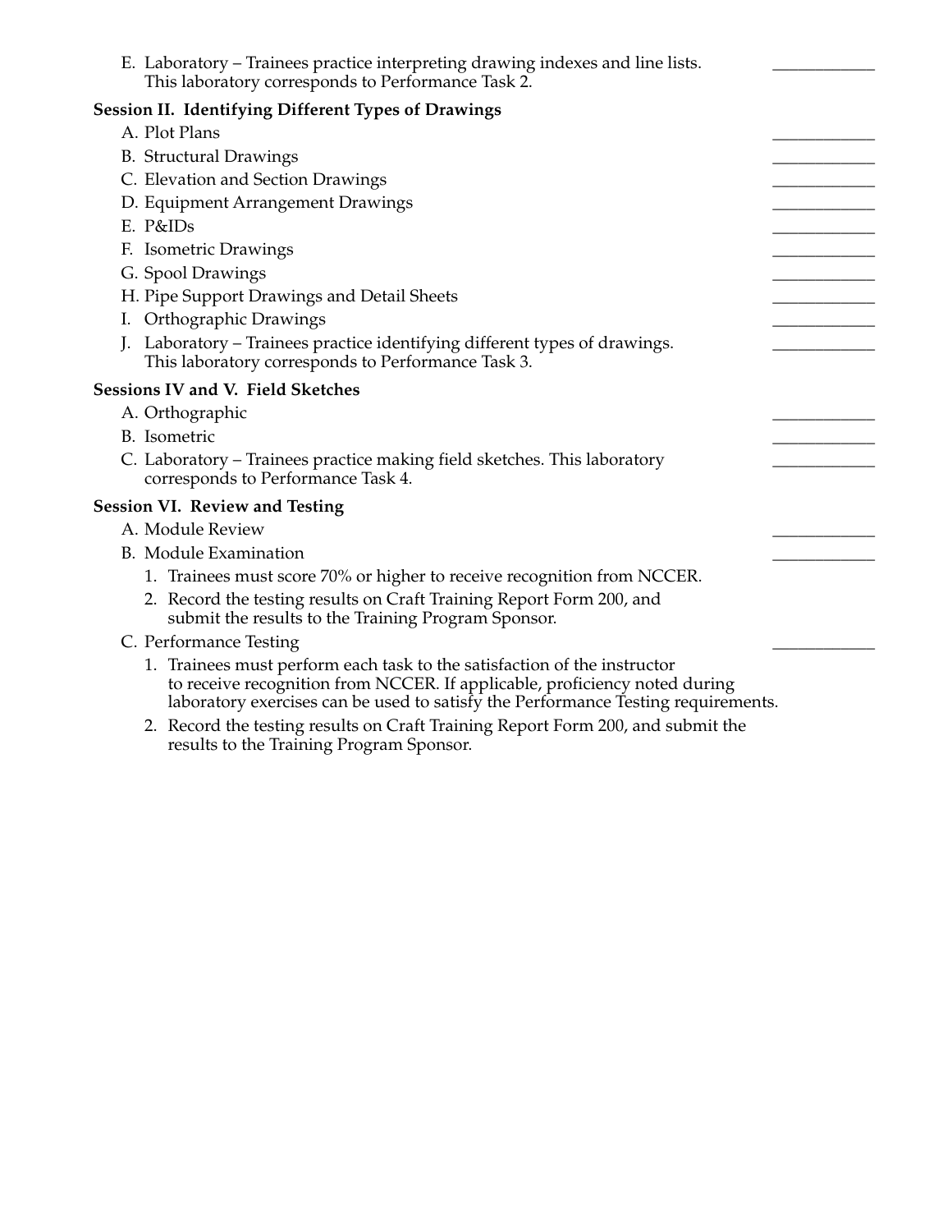E. Laboratory – Trainees practice interpreting drawing indexes and line lists. This laboratory corresponds to Performance Task 2. ____________

**Session II. Identifying Different Types of Drawings**

A. Plot Plans ____________

B. Structural Drawings ____________

C. Elevation and Section Drawings ____________

D. Equipment Arrangement Drawings ____________

E. P&IDs ____________

F. Isometric Drawings ____________

G. Spool Drawings ____________

H. Pipe Support Drawings and Detail Sheets ____________

I. Orthographic Drawings ____________

J. Laboratory – Trainees practice identifying different types of drawings. This laboratory corresponds to Performance Task 3. ____________

**Sessions IV and V. Field Sketches**

A. Orthographic ____________

B. Isometric ____________

C. Laboratory – Trainees practice making field sketches. This laboratory corresponds to Performance Task 4. ____________

**Session VI. Review and Testing**

A. Module Review ____________

B. Module Examination ____________

1. Trainees must score 70% or higher to receive recognition from NCCER.
2. Record the testing results on Craft Training Report Form 200, and submit the results to the Training Program Sponsor.

C. Performance Testing ____________

1. Trainees must perform each task to the satisfaction of the instructor to receive recognition from NCCER. If applicable, proficiency noted during laboratory exercises can be used to satisfy the Performance Testing requirements.
2. Record the testing results on Craft Training Report Form 200, and submit the results to the Training Program Sponsor.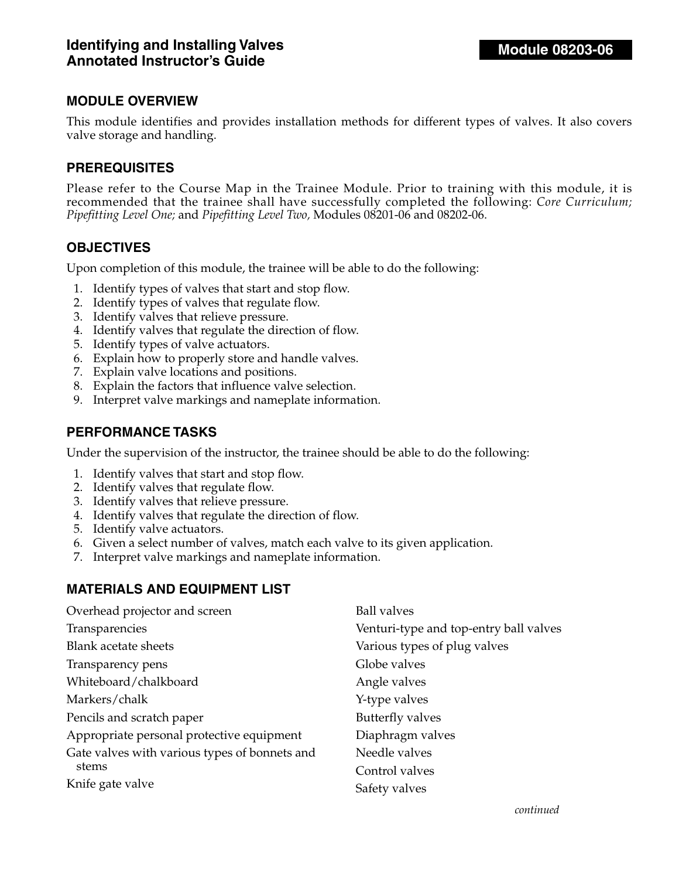# Identifying and Installing Valves Annotated Instructor's Guide

**Module 08203-06**

## MODULE OVERVIEW

This module identifies and provides installation methods for different types of valves. It also covers valve storage and handling.

## PREREQUISITES

Please refer to the Course Map in the Trainee Module. Prior to training with this module, it is recommended that the trainee shall have successfully completed the following: *Core Curriculum; Pipefitting Level One;* and *Pipefitting Level Two,* Modules 08201-06 and 08202-06.

## OBJECTIVES

Upon completion of this module, the trainee will be able to do the following:

1. Identify types of valves that start and stop flow.
2. Identify types of valves that regulate flow.
3. Identify valves that relieve pressure.
4. Identify valves that regulate the direction of flow.
5. Identify types of valve actuators.
6. Explain how to properly store and handle valves.
7. Explain valve locations and positions.
8. Explain the factors that influence valve selection.
9. Interpret valve markings and nameplate information.

## PERFORMANCE TASKS

Under the supervision of the instructor, the trainee should be able to do the following:

1. Identify valves that start and stop flow.
2. Identify valves that regulate flow.
3. Identify valves that relieve pressure.
4. Identify valves that regulate the direction of flow.
5. Identify valve actuators.
6. Given a select number of valves, match each valve to its given application.
7. Interpret valve markings and nameplate information.

## MATERIALS AND EQUIPMENT LIST

Overhead projector and screen
Transparencies
Blank acetate sheets
Transparency pens
Whiteboard/chalkboard
Markers/chalk
Pencils and scratch paper
Appropriate personal protective equipment
Gate valves with various types of bonnets and stems
Knife gate valve
Ball valves
Venturi-type and top-entry ball valves
Various types of plug valves
Globe valves
Angle valves
Y-type valves
Butterfly valves
Diaphragm valves
Needle valves
Control valves
Safety valves

*continued*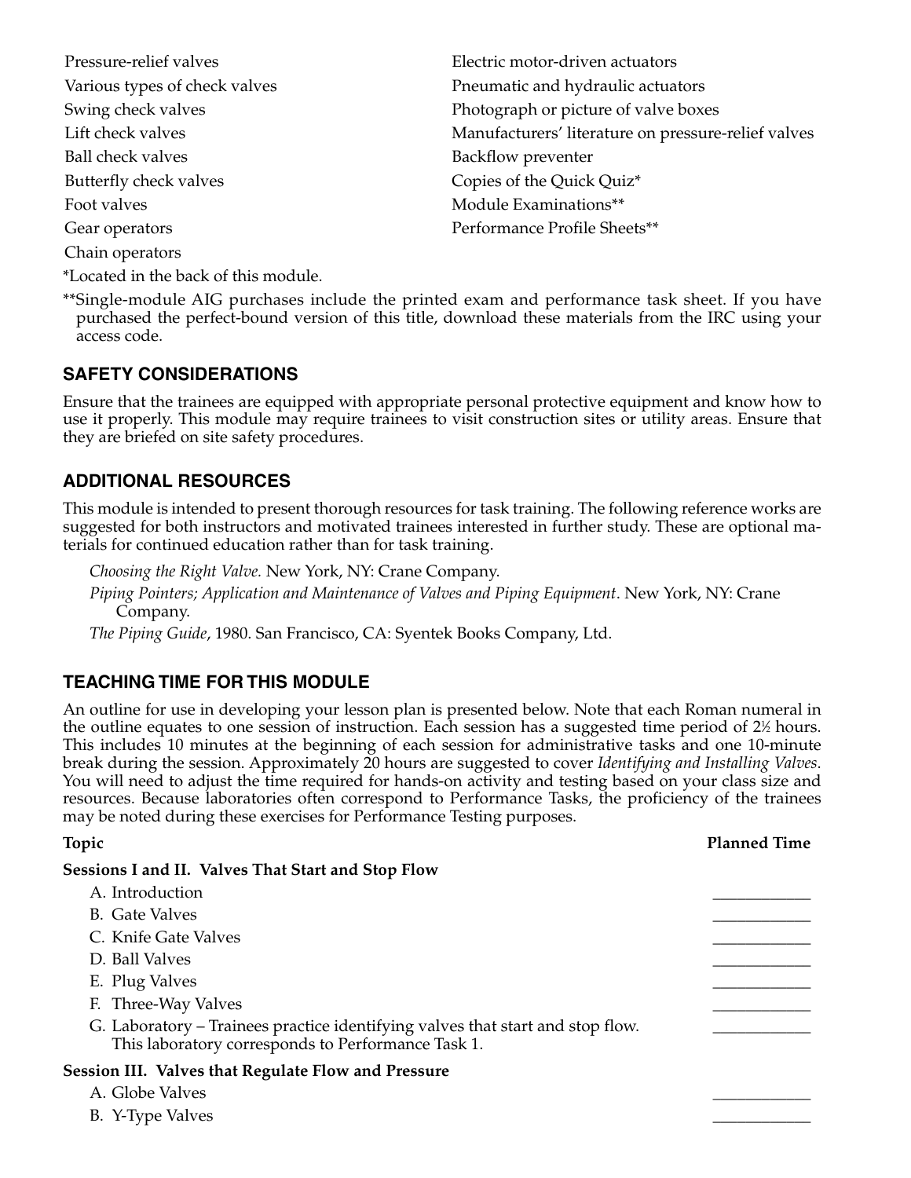- Pressure-relief valves
- Various types of check valves
- Swing check valves
- Lift check valves
- Ball check valves
- Butterfly check valves
- Foot valves
- Gear operators
- Chain operators
- Electric motor-driven actuators
- Pneumatic and hydraulic actuators
- Photograph or picture of valve boxes
- Manufacturers' literature on pressure-relief valves
- Backflow preventer
- Copies of the Quick Quiz*
- Module Examinations**
- Performance Profile Sheets**

*Located in the back of this module.

**Single-module AIG purchases include the printed exam and performance task sheet. If you have purchased the perfect-bound version of this title, download these materials from the IRC using your access code.

## SAFETY CONSIDERATIONS

Ensure that the trainees are equipped with appropriate personal protective equipment and know how to use it properly. This module may require trainees to visit construction sites or utility areas. Ensure that they are briefed on site safety procedures.

## ADDITIONAL RESOURCES

This module is intended to present thorough resources for task training. The following reference works are suggested for both instructors and motivated trainees interested in further study. These are optional materials for continued education rather than for task training.

*Choosing the Right Valve.* New York, NY: Crane Company.

*Piping Pointers; Application and Maintenance of Valves and Piping Equipment*. New York, NY: Crane Company.

*The Piping Guide*, 1980. San Francisco, CA: Syentek Books Company, Ltd.

## TEACHING TIME FOR THIS MODULE

An outline for use in developing your lesson plan is presented below. Note that each Roman numeral in the outline equates to one session of instruction. Each session has a suggested time period of 2½ hours. This includes 10 minutes at the beginning of each session for administrative tasks and one 10-minute break during the session. Approximately 20 hours are suggested to cover *Identifying and Installing Valves*. You will need to adjust the time required for hands-on activity and testing based on your class size and resources. Because laboratories often correspond to Performance Tasks, the proficiency of the trainees may be noted during these exercises for Performance Testing purposes.

| Topic | Planned Time |
|---|---|
| **Sessions I and II. Valves That Start and Stop Flow** | |
| A. Introduction | ____________ |
| B. Gate Valves | ____________ |
| C. Knife Gate Valves | ____________ |
| D. Ball Valves | ____________ |
| E. Plug Valves | ____________ |
| F. Three-Way Valves | ____________ |
| G. Laboratory – Trainees practice identifying valves that start and stop flow. This laboratory corresponds to Performance Task 1. | ____________ |
| **Session III. Valves that Regulate Flow and Pressure** | |
| A. Globe Valves | ____________ |
| B. Y-Type Valves | ____________ |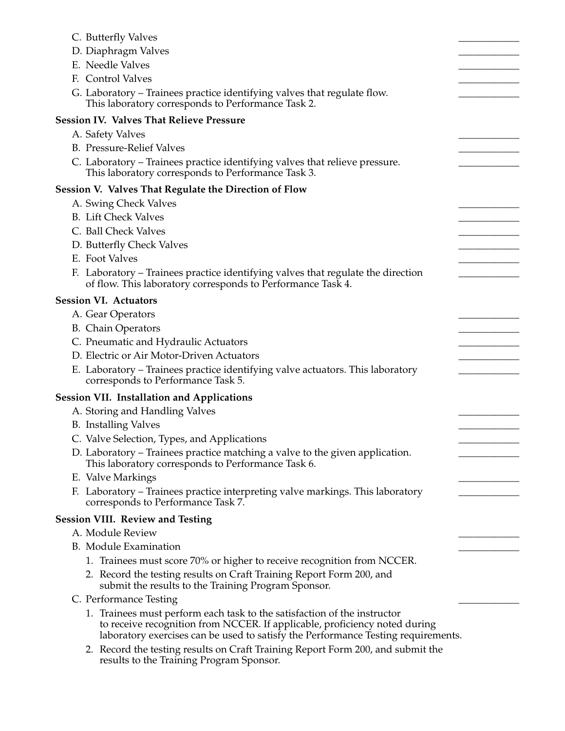C. Butterfly Valves \_\_\_\_\_\_\_\_\_\_

D. Diaphragm Valves \_\_\_\_\_\_\_\_\_\_

E. Needle Valves \_\_\_\_\_\_\_\_\_\_

F. Control Valves \_\_\_\_\_\_\_\_\_\_

G. Laboratory – Trainees practice identifying valves that regulate flow. This laboratory corresponds to Performance Task 2. \_\_\_\_\_\_\_\_\_\_

**Session IV. Valves That Relieve Pressure**

A. Safety Valves \_\_\_\_\_\_\_\_\_\_

B. Pressure-Relief Valves \_\_\_\_\_\_\_\_\_\_

C. Laboratory – Trainees practice identifying valves that relieve pressure. This laboratory corresponds to Performance Task 3. \_\_\_\_\_\_\_\_\_\_

**Session V. Valves That Regulate the Direction of Flow**

A. Swing Check Valves \_\_\_\_\_\_\_\_\_\_

B. Lift Check Valves \_\_\_\_\_\_\_\_\_\_

C. Ball Check Valves \_\_\_\_\_\_\_\_\_\_

D. Butterfly Check Valves \_\_\_\_\_\_\_\_\_\_

E. Foot Valves \_\_\_\_\_\_\_\_\_\_

F. Laboratory – Trainees practice identifying valves that regulate the direction of flow. This laboratory corresponds to Performance Task 4. \_\_\_\_\_\_\_\_\_\_

**Session VI. Actuators**

A. Gear Operators \_\_\_\_\_\_\_\_\_\_

B. Chain Operators \_\_\_\_\_\_\_\_\_\_

C. Pneumatic and Hydraulic Actuators \_\_\_\_\_\_\_\_\_\_

D. Electric or Air Motor-Driven Actuators \_\_\_\_\_\_\_\_\_\_

E. Laboratory – Trainees practice identifying valve actuators. This laboratory corresponds to Performance Task 5. \_\_\_\_\_\_\_\_\_\_

**Session VII. Installation and Applications**

A. Storing and Handling Valves \_\_\_\_\_\_\_\_\_\_

B. Installing Valves \_\_\_\_\_\_\_\_\_\_

C. Valve Selection, Types, and Applications \_\_\_\_\_\_\_\_\_\_

D. Laboratory – Trainees practice matching a valve to the given application. This laboratory corresponds to Performance Task 6. \_\_\_\_\_\_\_\_\_\_

E. Valve Markings \_\_\_\_\_\_\_\_\_\_

F. Laboratory – Trainees practice interpreting valve markings. This laboratory corresponds to Performance Task 7. \_\_\_\_\_\_\_\_\_\_

**Session VIII. Review and Testing**

A. Module Review \_\_\_\_\_\_\_\_\_\_

B. Module Examination \_\_\_\_\_\_\_\_\_\_

1. Trainees must score 70% or higher to receive recognition from NCCER.
2. Record the testing results on Craft Training Report Form 200, and submit the results to the Training Program Sponsor.

C. Performance Testing \_\_\_\_\_\_\_\_\_\_

1. Trainees must perform each task to the satisfaction of the instructor to receive recognition from NCCER. If applicable, proficiency noted during laboratory exercises can be used to satisfy the Performance Testing requirements.
2. Record the testing results on Craft Training Report Form 200, and submit the results to the Training Program Sponsor.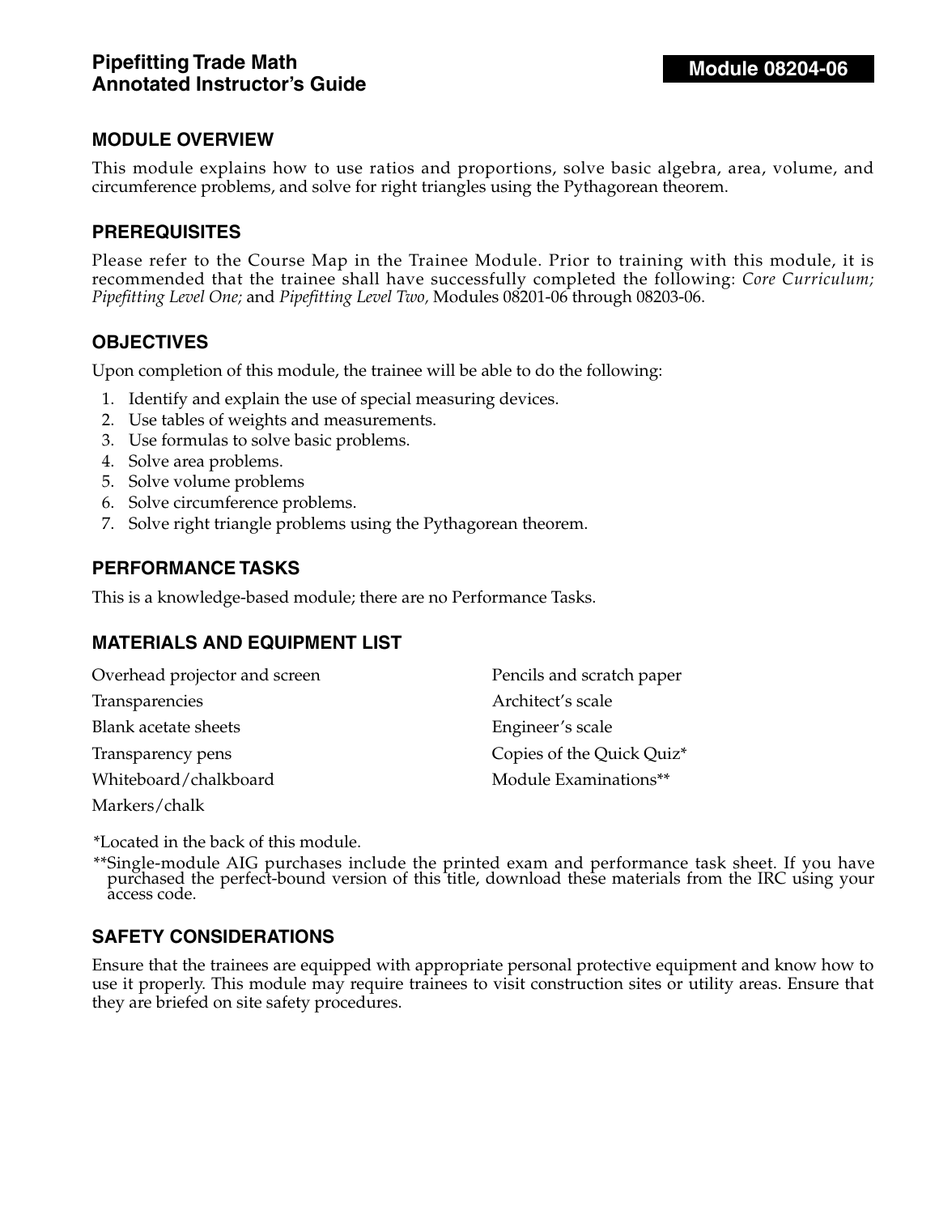# Pipefitting Trade Math
# Annotated Instructor's Guide

**Module 08204-06**

## MODULE OVERVIEW

This module explains how to use ratios and proportions, solve basic algebra, area, volume, and circumference problems, and solve for right triangles using the Pythagorean theorem.

## PREREQUISITES

Please refer to the Course Map in the Trainee Module. Prior to training with this module, it is recommended that the trainee shall have successfully completed the following: *Core Curriculum; Pipefitting Level One;* and *Pipefitting Level Two,* Modules 08201-06 through 08203-06.

## OBJECTIVES

Upon completion of this module, the trainee will be able to do the following:

1. Identify and explain the use of special measuring devices.
2. Use tables of weights and measurements.
3. Use formulas to solve basic problems.
4. Solve area problems.
5. Solve volume problems
6. Solve circumference problems.
7. Solve right triangle problems using the Pythagorean theorem.

## PERFORMANCE TASKS

This is a knowledge-based module; there are no Performance Tasks.

## MATERIALS AND EQUIPMENT LIST

Overhead projector and screen
Transparencies
Blank acetate sheets
Transparency pens
Whiteboard/chalkboard
Markers/chalk
Pencils and scratch paper
Architect's scale
Engineer's scale
Copies of the Quick Quiz*
Module Examinations**

*Located in the back of this module.

**Single-module AIG purchases include the printed exam and performance task sheet. If you have purchased the perfect-bound version of this title, download these materials from the IRC using your access code.

## SAFETY CONSIDERATIONS

Ensure that the trainees are equipped with appropriate personal protective equipment and know how to use it properly. This module may require trainees to visit construction sites or utility areas. Ensure that they are briefed on site safety procedures.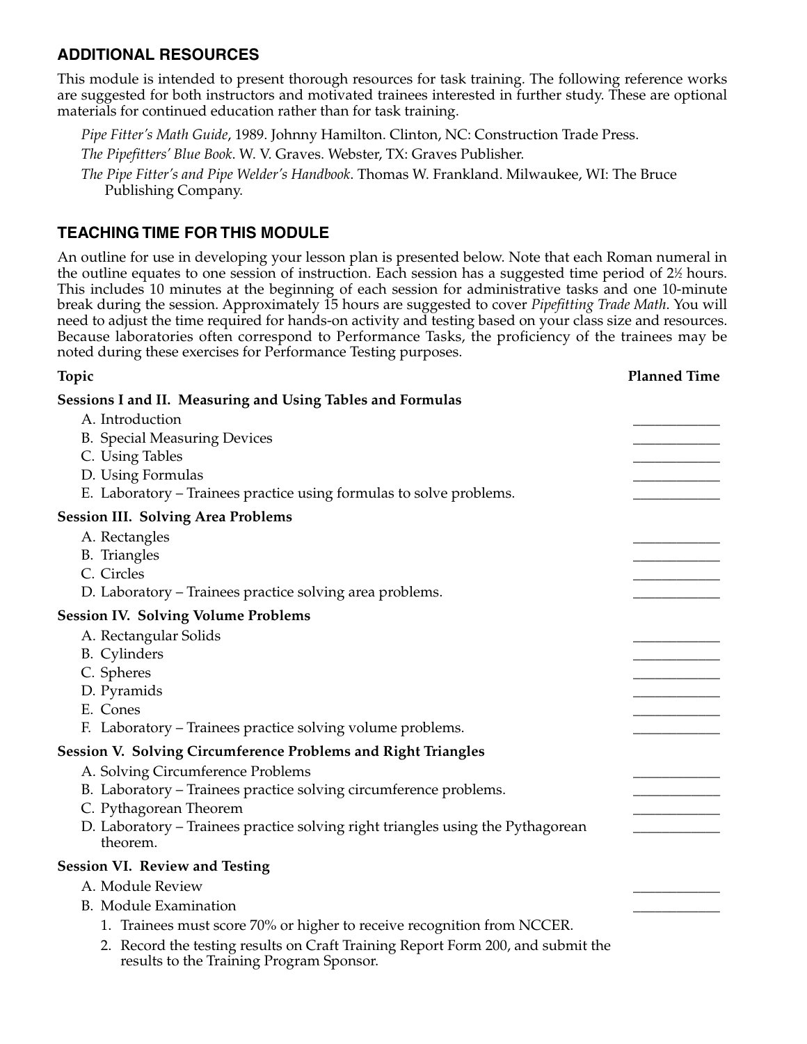## ADDITIONAL RESOURCES

This module is intended to present thorough resources for task training. The following reference works are suggested for both instructors and motivated trainees interested in further study. These are optional materials for continued education rather than for task training.

*Pipe Fitter's Math Guide*, 1989. Johnny Hamilton. Clinton, NC: Construction Trade Press.

*The Pipefitters' Blue Book*. W. V. Graves. Webster, TX: Graves Publisher.

*The Pipe Fitter's and Pipe Welder's Handbook*. Thomas W. Frankland. Milwaukee, WI: The Bruce Publishing Company.

## TEACHING TIME FOR THIS MODULE

An outline for use in developing your lesson plan is presented below. Note that each Roman numeral in the outline equates to one session of instruction. Each session has a suggested time period of 2½ hours. This includes 10 minutes at the beginning of each session for administrative tasks and one 10-minute break during the session. Approximately 15 hours are suggested to cover *Pipefitting Trade Math*. You will need to adjust the time required for hands-on activity and testing based on your class size and resources. Because laboratories often correspond to Performance Tasks, the proficiency of the trainees may be noted during these exercises for Performance Testing purposes.

| Topic | Planned Time |
|---|---|
| **Sessions I and II. Measuring and Using Tables and Formulas** | |
| A. Introduction | ____________ |
| B. Special Measuring Devices | ____________ |
| C. Using Tables | ____________ |
| D. Using Formulas | ____________ |
| E. Laboratory – Trainees practice using formulas to solve problems. | ____________ |
| **Session III. Solving Area Problems** | |
| A. Rectangles | ____________ |
| B. Triangles | ____________ |
| C. Circles | ____________ |
| D. Laboratory – Trainees practice solving area problems. | ____________ |
| **Session IV. Solving Volume Problems** | |
| A. Rectangular Solids | ____________ |
| B. Cylinders | ____________ |
| C. Spheres | ____________ |
| D. Pyramids | ____________ |
| E. Cones | ____________ |
| F. Laboratory – Trainees practice solving volume problems. | ____________ |
| **Session V. Solving Circumference Problems and Right Triangles** | |
| A. Solving Circumference Problems | ____________ |
| B. Laboratory – Trainees practice solving circumference problems. | ____________ |
| C. Pythagorean Theorem | ____________ |
| D. Laboratory – Trainees practice solving right triangles using the Pythagorean theorem. | ____________ |
| **Session VI. Review and Testing** | |
| A. Module Review | ____________ |
| B. Module Examination | ____________ |

1. Trainees must score 70% or higher to receive recognition from NCCER.
2. Record the testing results on Craft Training Report Form 200, and submit the results to the Training Program Sponsor.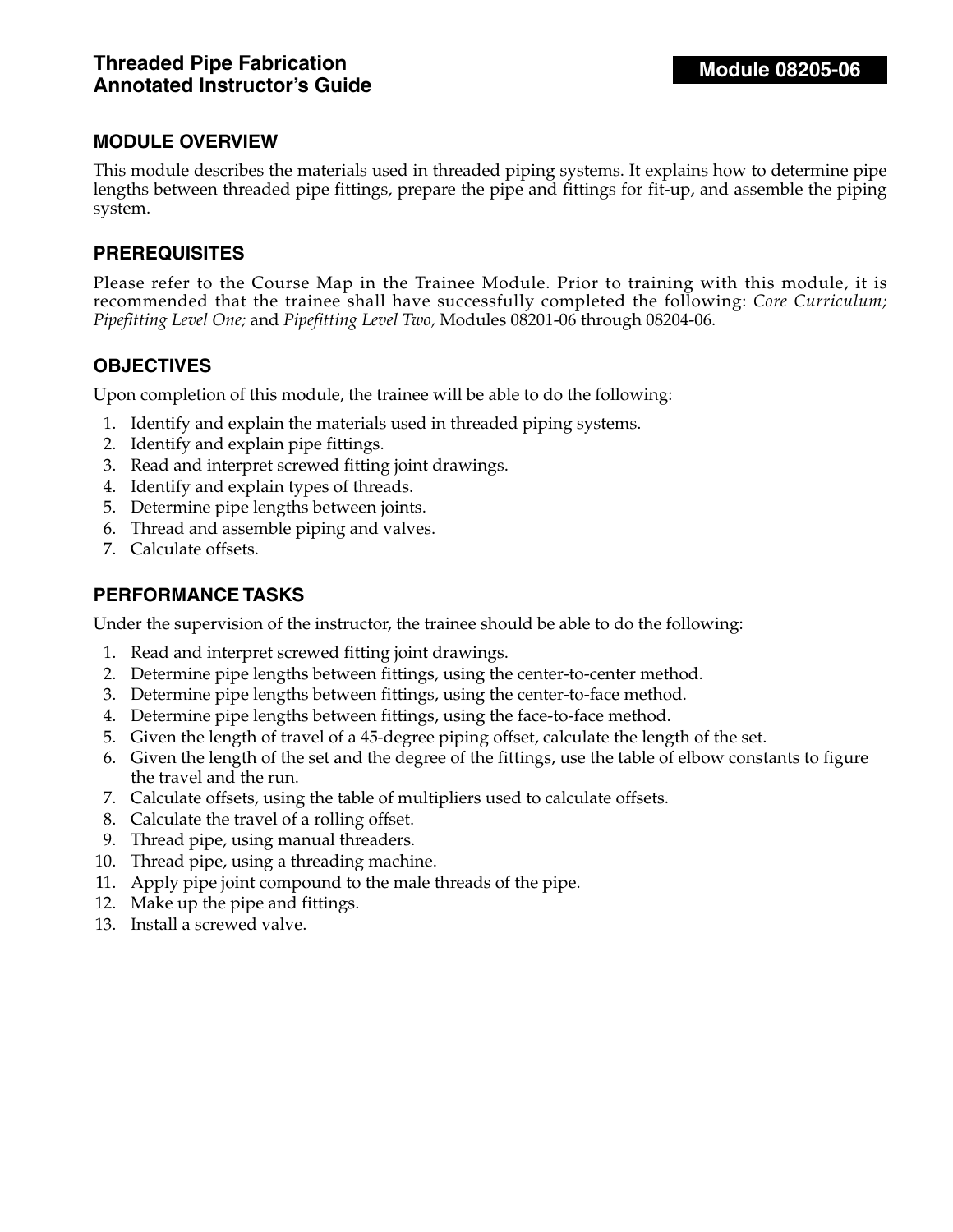# Threaded Pipe Fabrication
# Annotated Instructor's Guide

**Module 08205-06**

## MODULE OVERVIEW

This module describes the materials used in threaded piping systems. It explains how to determine pipe lengths between threaded pipe fittings, prepare the pipe and fittings for fit-up, and assemble the piping system.

## PREREQUISITES

Please refer to the Course Map in the Trainee Module. Prior to training with this module, it is recommended that the trainee shall have successfully completed the following: *Core Curriculum; Pipefitting Level One;* and *Pipefitting Level Two,* Modules 08201-06 through 08204-06.

## OBJECTIVES

Upon completion of this module, the trainee will be able to do the following:

1. Identify and explain the materials used in threaded piping systems.
2. Identify and explain pipe fittings.
3. Read and interpret screwed fitting joint drawings.
4. Identify and explain types of threads.
5. Determine pipe lengths between joints.
6. Thread and assemble piping and valves.
7. Calculate offsets.

## PERFORMANCE TASKS

Under the supervision of the instructor, the trainee should be able to do the following:

1. Read and interpret screwed fitting joint drawings.
2. Determine pipe lengths between fittings, using the center-to-center method.
3. Determine pipe lengths between fittings, using the center-to-face method.
4. Determine pipe lengths between fittings, using the face-to-face method.
5. Given the length of travel of a 45-degree piping offset, calculate the length of the set.
6. Given the length of the set and the degree of the fittings, use the table of elbow constants to figure the travel and the run.
7. Calculate offsets, using the table of multipliers used to calculate offsets.
8. Calculate the travel of a rolling offset.
9. Thread pipe, using manual threaders.
10. Thread pipe, using a threading machine.
11. Apply pipe joint compound to the male threads of the pipe.
12. Make up the pipe and fittings.
13. Install a screwed valve.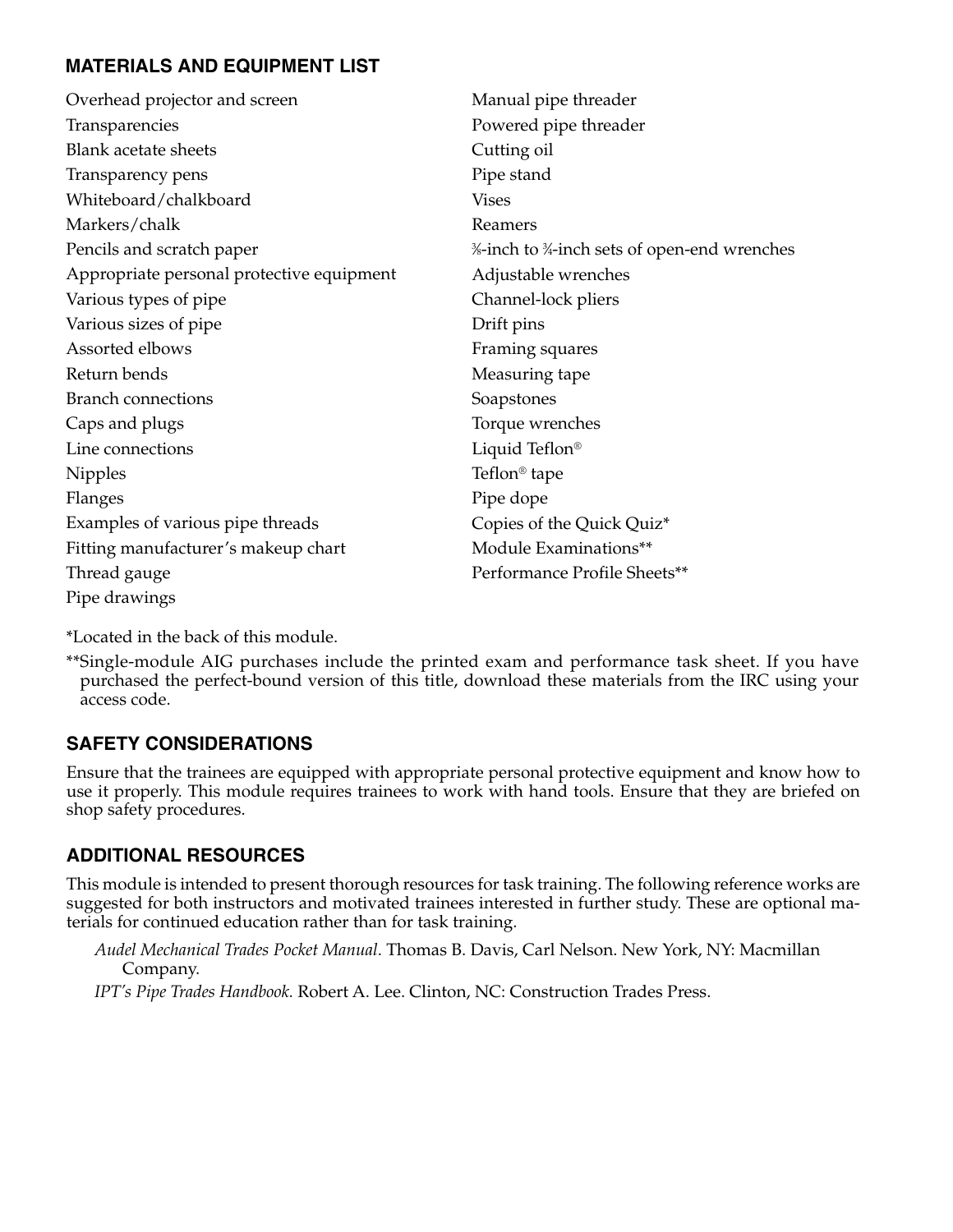## MATERIALS AND EQUIPMENT LIST

- Overhead projector and screen
- Transparencies
- Blank acetate sheets
- Transparency pens
- Whiteboard/chalkboard
- Markers/chalk
- Pencils and scratch paper
- Appropriate personal protective equipment
- Various types of pipe
- Various sizes of pipe
- Assorted elbows
- Return bends
- Branch connections
- Caps and plugs
- Line connections
- Nipples
- Flanges
- Examples of various pipe threads
- Fitting manufacturer's makeup chart
- Thread gauge
- Pipe drawings
- Manual pipe threader
- Powered pipe threader
- Cutting oil
- Pipe stand
- Vises
- Reamers
- ⅜-inch to ¾-inch sets of open-end wrenches
- Adjustable wrenches
- Channel-lock pliers
- Drift pins
- Framing squares
- Measuring tape
- Soapstones
- Torque wrenches
- Liquid Teflon®
- Teflon® tape
- Pipe dope
- Copies of the Quick Quiz*
- Module Examinations**
- Performance Profile Sheets**

*Located in the back of this module.

**Single-module AIG purchases include the printed exam and performance task sheet. If you have purchased the perfect-bound version of this title, download these materials from the IRC using your access code.

## SAFETY CONSIDERATIONS

Ensure that the trainees are equipped with appropriate personal protective equipment and know how to use it properly. This module requires trainees to work with hand tools. Ensure that they are briefed on shop safety procedures.

## ADDITIONAL RESOURCES

This module is intended to present thorough resources for task training. The following reference works are suggested for both instructors and motivated trainees interested in further study. These are optional materials for continued education rather than for task training.

*Audel Mechanical Trades Pocket Manual*. Thomas B. Davis, Carl Nelson. New York, NY: Macmillan Company.

*IPT's Pipe Trades Handbook.* Robert A. Lee. Clinton, NC: Construction Trades Press.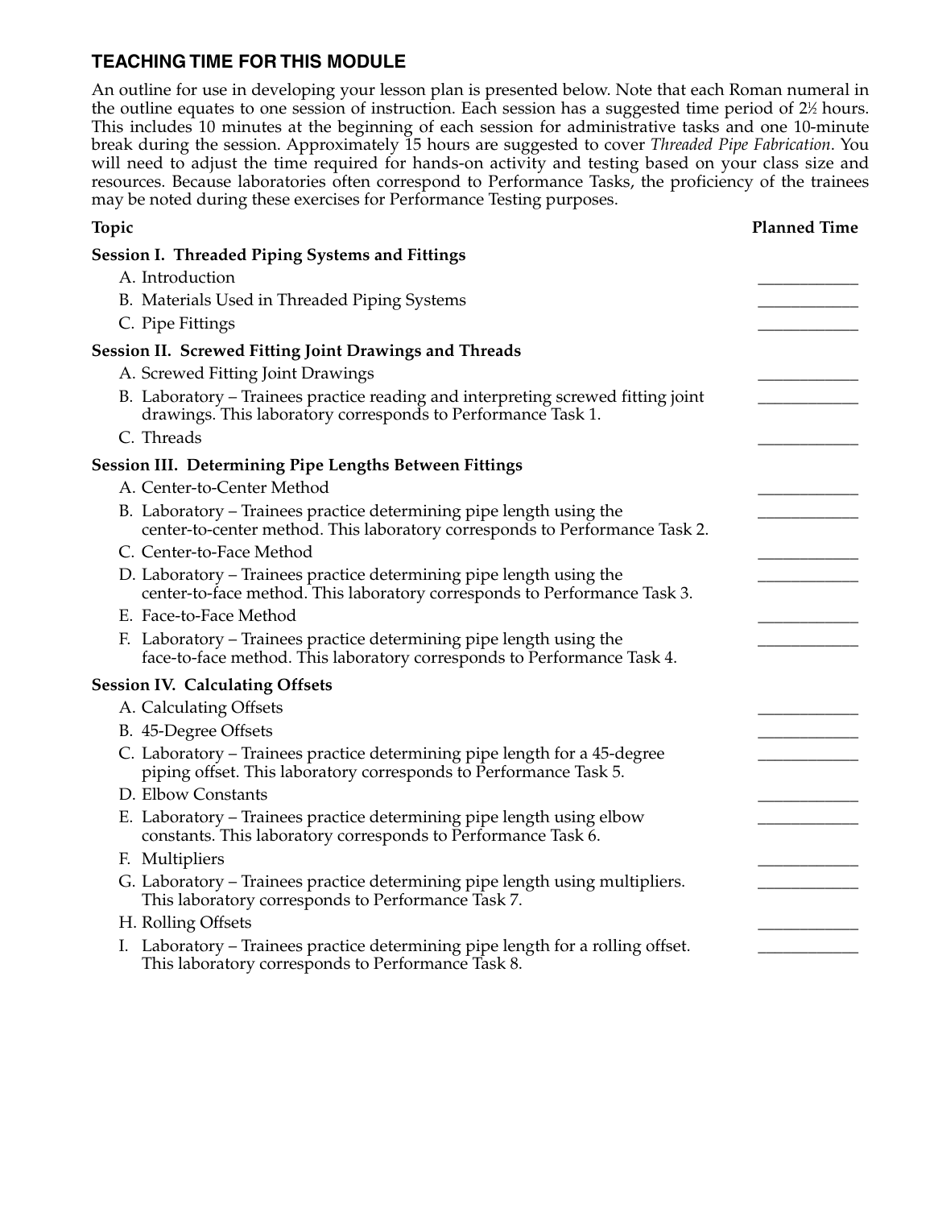## TEACHING TIME FOR THIS MODULE

An outline for use in developing your lesson plan is presented below. Note that each Roman numeral in the outline equates to one session of instruction. Each session has a suggested time period of 2½ hours. This includes 10 minutes at the beginning of each session for administrative tasks and one 10-minute break during the session. Approximately 15 hours are suggested to cover *Threaded Pipe Fabrication*. You will need to adjust the time required for hands-on activity and testing based on your class size and resources. Because laboratories often correspond to Performance Tasks, the proficiency of the trainees may be noted during these exercises for Performance Testing purposes.

| **Topic** | **Planned Time** |
|---|---|
| **Session I. Threaded Piping Systems and Fittings** | |
| A. Introduction | ____________ |
| B. Materials Used in Threaded Piping Systems | ____________ |
| C. Pipe Fittings | ____________ |
| **Session II. Screwed Fitting Joint Drawings and Threads** | |
| A. Screwed Fitting Joint Drawings | ____________ |
| B. Laboratory – Trainees practice reading and interpreting screwed fitting joint drawings. This laboratory corresponds to Performance Task 1. | ____________ |
| C. Threads | ____________ |
| **Session III. Determining Pipe Lengths Between Fittings** | |
| A. Center-to-Center Method | ____________ |
| B. Laboratory – Trainees practice determining pipe length using the center-to-center method. This laboratory corresponds to Performance Task 2. | ____________ |
| C. Center-to-Face Method | ____________ |
| D. Laboratory – Trainees practice determining pipe length using the center-to-face method. This laboratory corresponds to Performance Task 3. | ____________ |
| E. Face-to-Face Method | ____________ |
| F. Laboratory – Trainees practice determining pipe length using the face-to-face method. This laboratory corresponds to Performance Task 4. | ____________ |
| **Session IV. Calculating Offsets** | |
| A. Calculating Offsets | ____________ |
| B. 45-Degree Offsets | ____________ |
| C. Laboratory – Trainees practice determining pipe length for a 45-degree piping offset. This laboratory corresponds to Performance Task 5. | ____________ |
| D. Elbow Constants | ____________ |
| E. Laboratory – Trainees practice determining pipe length using elbow constants. This laboratory corresponds to Performance Task 6. | ____________ |
| F. Multipliers | ____________ |
| G. Laboratory – Trainees practice determining pipe length using multipliers. This laboratory corresponds to Performance Task 7. | ____________ |
| H. Rolling Offsets | ____________ |
| I. Laboratory – Trainees practice determining pipe length for a rolling offset. This laboratory corresponds to Performance Task 8. | ____________ |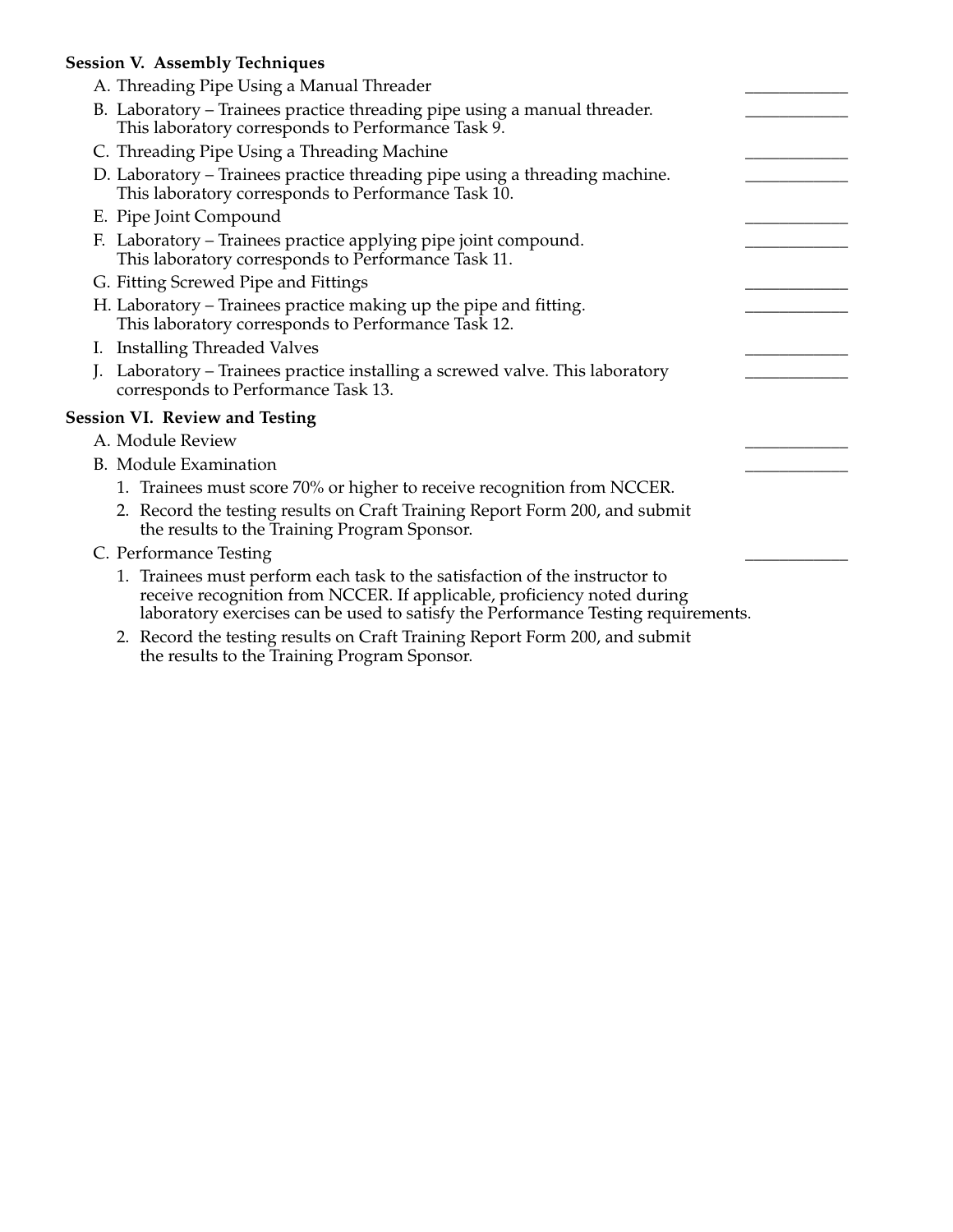**Session V. Assembly Techniques**

A. Threading Pipe Using a Manual Threader ____________

B. Laboratory – Trainees practice threading pipe using a manual threader. This laboratory corresponds to Performance Task 9. ____________

C. Threading Pipe Using a Threading Machine ____________

D. Laboratory – Trainees practice threading pipe using a threading machine. This laboratory corresponds to Performance Task 10. ____________

E. Pipe Joint Compound ____________

F. Laboratory – Trainees practice applying pipe joint compound. This laboratory corresponds to Performance Task 11. ____________

G. Fitting Screwed Pipe and Fittings ____________

H. Laboratory – Trainees practice making up the pipe and fitting. This laboratory corresponds to Performance Task 12. ____________

I. Installing Threaded Valves ____________

J. Laboratory – Trainees practice installing a screwed valve. This laboratory corresponds to Performance Task 13. ____________

**Session VI. Review and Testing**

A. Module Review ____________

B. Module Examination ____________

1. Trainees must score 70% or higher to receive recognition from NCCER.
2. Record the testing results on Craft Training Report Form 200, and submit the results to the Training Program Sponsor.

C. Performance Testing ____________

1. Trainees must perform each task to the satisfaction of the instructor to receive recognition from NCCER. If applicable, proficiency noted during laboratory exercises can be used to satisfy the Performance Testing requirements.
2. Record the testing results on Craft Training Report Form 200, and submit the results to the Training Program Sponsor.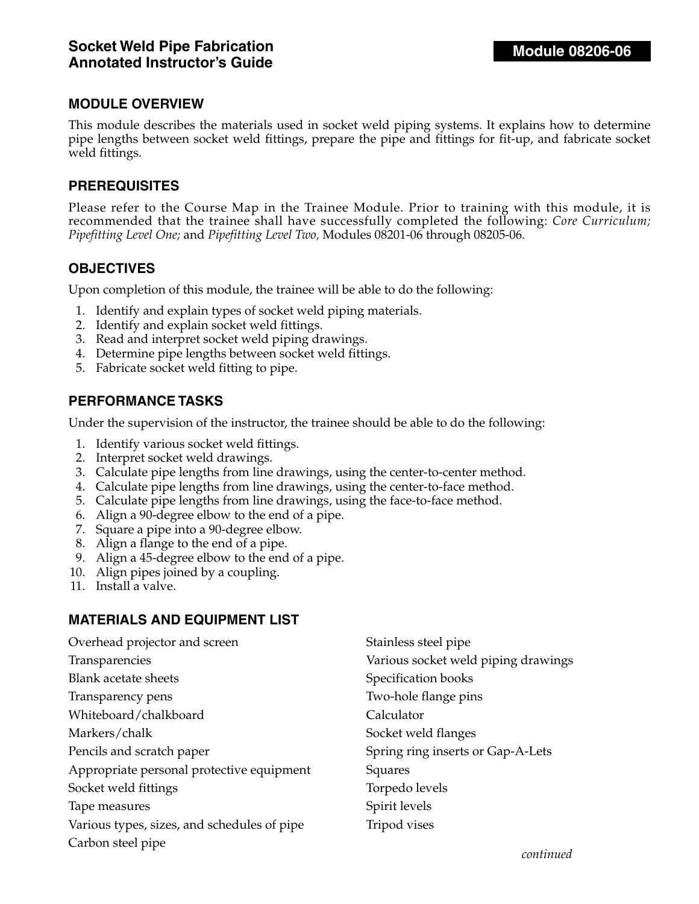# Socket Weld Pipe Fabrication Annotated Instructor's Guide

**Module 08206-06**

## MODULE OVERVIEW

This module describes the materials used in socket weld piping systems. It explains how to determine pipe lengths between socket weld fittings, prepare the pipe and fittings for fit-up, and fabricate socket weld fittings.

## PREREQUISITES

Please refer to the Course Map in the Trainee Module. Prior to training with this module, it is recommended that the trainee shall have successfully completed the following: *Core Curriculum; Pipefitting Level One;* and *Pipefitting Level Two,* Modules 08201-06 through 08205-06.

## OBJECTIVES

Upon completion of this module, the trainee will be able to do the following:

1. Identify and explain types of socket weld piping materials.
2. Identify and explain socket weld fittings.
3. Read and interpret socket weld piping drawings.
4. Determine pipe lengths between socket weld fittings.
5. Fabricate socket weld fitting to pipe.

## PERFORMANCE TASKS

Under the supervision of the instructor, the trainee should be able to do the following:

1. Identify various socket weld fittings.
2. Interpret socket weld drawings.
3. Calculate pipe lengths from line drawings, using the center-to-center method.
4. Calculate pipe lengths from line drawings, using the center-to-face method.
5. Calculate pipe lengths from line drawings, using the face-to-face method.
6. Align a 90-degree elbow to the end of a pipe.
7. Square a pipe into a 90-degree elbow.
8. Align a flange to the end of a pipe.
9. Align a 45-degree elbow to the end of a pipe.
10. Align pipes joined by a coupling.
11. Install a valve.

## MATERIALS AND EQUIPMENT LIST

Overhead projector and screen
Transparencies
Blank acetate sheets
Transparency pens
Whiteboard/chalkboard
Markers/chalk
Pencils and scratch paper
Appropriate personal protective equipment
Socket weld fittings
Tape measures
Various types, sizes, and schedules of pipe
Carbon steel pipe
Stainless steel pipe
Various socket weld piping drawings
Specification books
Two-hole flange pins
Calculator
Socket weld flanges
Spring ring inserts or Gap-A-Lets
Squares
Torpedo levels
Spirit levels
Tripod vises

*continued*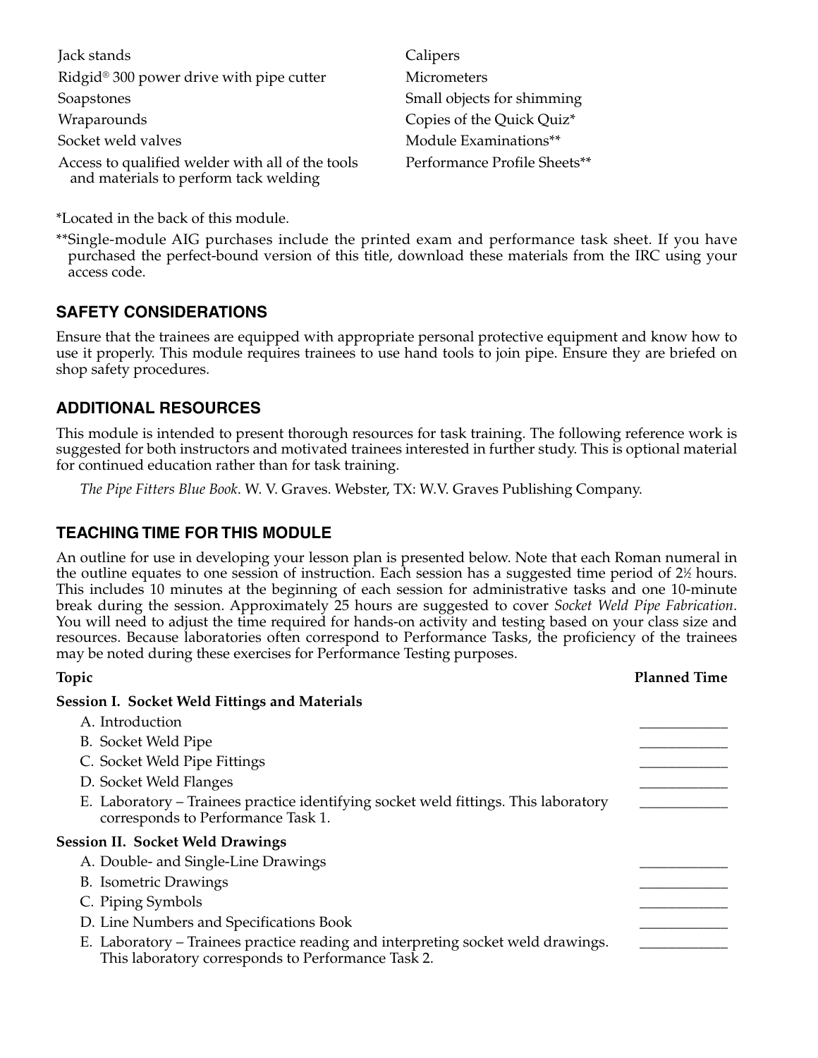Jack stands
Ridgid® 300 power drive with pipe cutter
Soapstones
Wraparounds
Socket weld valves
Access to qualified welder with all of the tools and materials to perform tack welding
Calipers
Micrometers
Small objects for shimming
Copies of the Quick Quiz*
Module Examinations**
Performance Profile Sheets**

*Located in the back of this module.

**Single-module AIG purchases include the printed exam and performance task sheet. If you have purchased the perfect-bound version of this title, download these materials from the IRC using your access code.

## SAFETY CONSIDERATIONS

Ensure that the trainees are equipped with appropriate personal protective equipment and know how to use it properly. This module requires trainees to use hand tools to join pipe. Ensure they are briefed on shop safety procedures.

## ADDITIONAL RESOURCES

This module is intended to present thorough resources for task training. The following reference work is suggested for both instructors and motivated trainees interested in further study. This is optional material for continued education rather than for task training.

*The Pipe Fitters Blue Book*. W. V. Graves. Webster, TX: W.V. Graves Publishing Company.

## TEACHING TIME FOR THIS MODULE

An outline for use in developing your lesson plan is presented below. Note that each Roman numeral in the outline equates to one session of instruction. Each session has a suggested time period of 2½ hours. This includes 10 minutes at the beginning of each session for administrative tasks and one 10-minute break during the session. Approximately 25 hours are suggested to cover *Socket Weld Pipe Fabrication*. You will need to adjust the time required for hands-on activity and testing based on your class size and resources. Because laboratories often correspond to Performance Tasks, the proficiency of the trainees may be noted during these exercises for Performance Testing purposes.

| Topic | Planned Time |
|---|---|
| **Session I. Socket Weld Fittings and Materials** | |
| A. Introduction | ____________ |
| B. Socket Weld Pipe | ____________ |
| C. Socket Weld Pipe Fittings | ____________ |
| D. Socket Weld Flanges | ____________ |
| E. Laboratory – Trainees practice identifying socket weld fittings. This laboratory corresponds to Performance Task 1. | ____________ |
| **Session II. Socket Weld Drawings** | |
| A. Double- and Single-Line Drawings | ____________ |
| B. Isometric Drawings | ____________ |
| C. Piping Symbols | ____________ |
| D. Line Numbers and Specifications Book | ____________ |
| E. Laboratory – Trainees practice reading and interpreting socket weld drawings. This laboratory corresponds to Performance Task 2. | ____________ |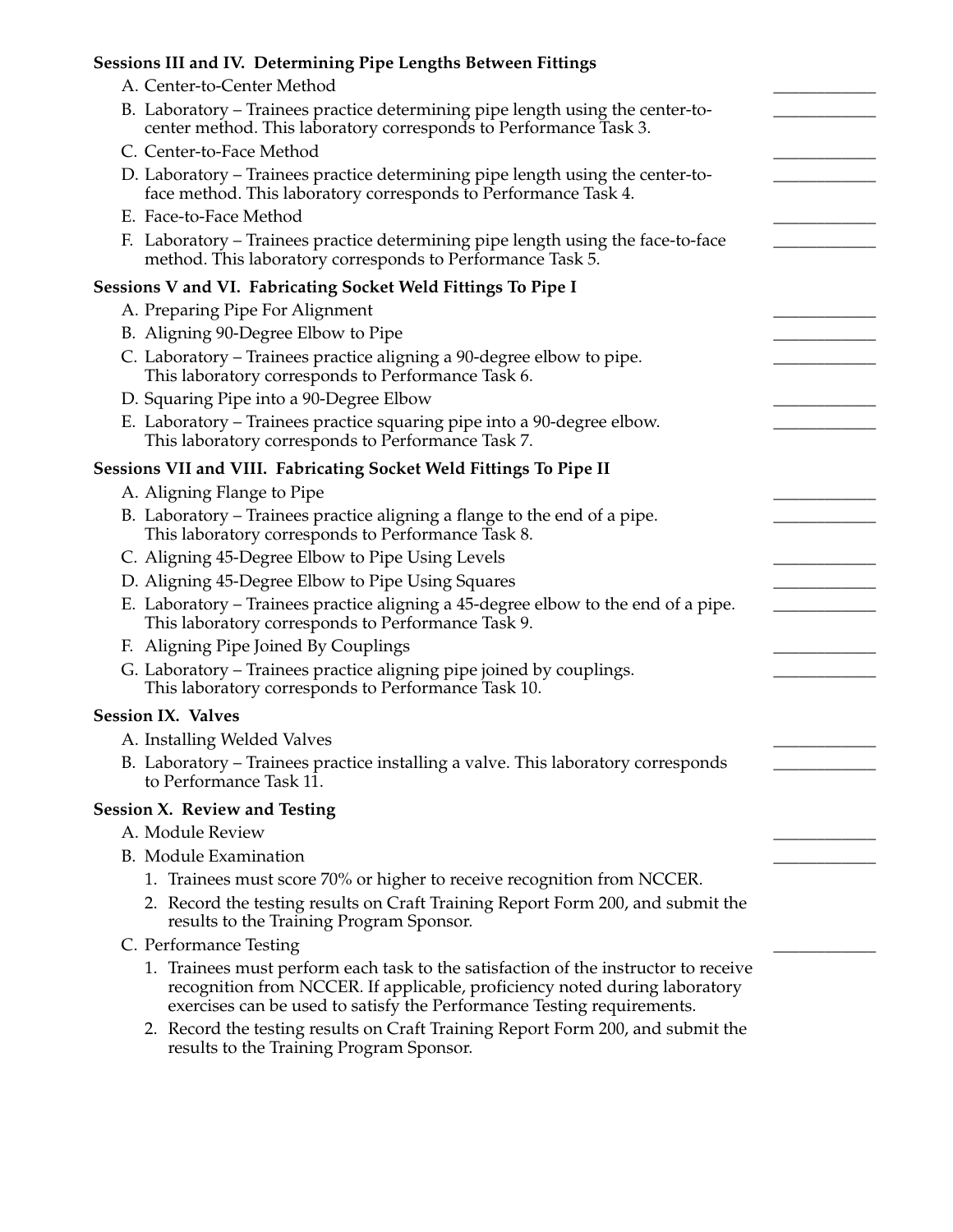**Sessions III and IV. Determining Pipe Lengths Between Fittings**

A. Center-to-Center Method ____________

B. Laboratory – Trainees practice determining pipe length using the center-to-center method. This laboratory corresponds to Performance Task 3. ____________

C. Center-to-Face Method ____________

D. Laboratory – Trainees practice determining pipe length using the center-to-face method. This laboratory corresponds to Performance Task 4. ____________

E. Face-to-Face Method ____________

F. Laboratory – Trainees practice determining pipe length using the face-to-face method. This laboratory corresponds to Performance Task 5. ____________

**Sessions V and VI. Fabricating Socket Weld Fittings To Pipe I**

A. Preparing Pipe For Alignment ____________

B. Aligning 90-Degree Elbow to Pipe ____________

C. Laboratory – Trainees practice aligning a 90-degree elbow to pipe. This laboratory corresponds to Performance Task 6. ____________

D. Squaring Pipe into a 90-Degree Elbow ____________

E. Laboratory – Trainees practice squaring pipe into a 90-degree elbow. This laboratory corresponds to Performance Task 7. ____________

**Sessions VII and VIII. Fabricating Socket Weld Fittings To Pipe II**

A. Aligning Flange to Pipe ____________

B. Laboratory – Trainees practice aligning a flange to the end of a pipe. This laboratory corresponds to Performance Task 8. ____________

C. Aligning 45-Degree Elbow to Pipe Using Levels ____________

D. Aligning 45-Degree Elbow to Pipe Using Squares ____________

E. Laboratory – Trainees practice aligning a 45-degree elbow to the end of a pipe. This laboratory corresponds to Performance Task 9. ____________

F. Aligning Pipe Joined By Couplings ____________

G. Laboratory – Trainees practice aligning pipe joined by couplings. This laboratory corresponds to Performance Task 10. ____________

**Session IX. Valves**

A. Installing Welded Valves ____________

B. Laboratory – Trainees practice installing a valve. This laboratory corresponds to Performance Task 11. ____________

**Session X. Review and Testing**

A. Module Review ____________

B. Module Examination ____________

1. Trainees must score 70% or higher to receive recognition from NCCER.
2. Record the testing results on Craft Training Report Form 200, and submit the results to the Training Program Sponsor.

C. Performance Testing ____________

1. Trainees must perform each task to the satisfaction of the instructor to receive recognition from NCCER. If applicable, proficiency noted during laboratory exercises can be used to satisfy the Performance Testing requirements.
2. Record the testing results on Craft Training Report Form 200, and submit the results to the Training Program Sponsor.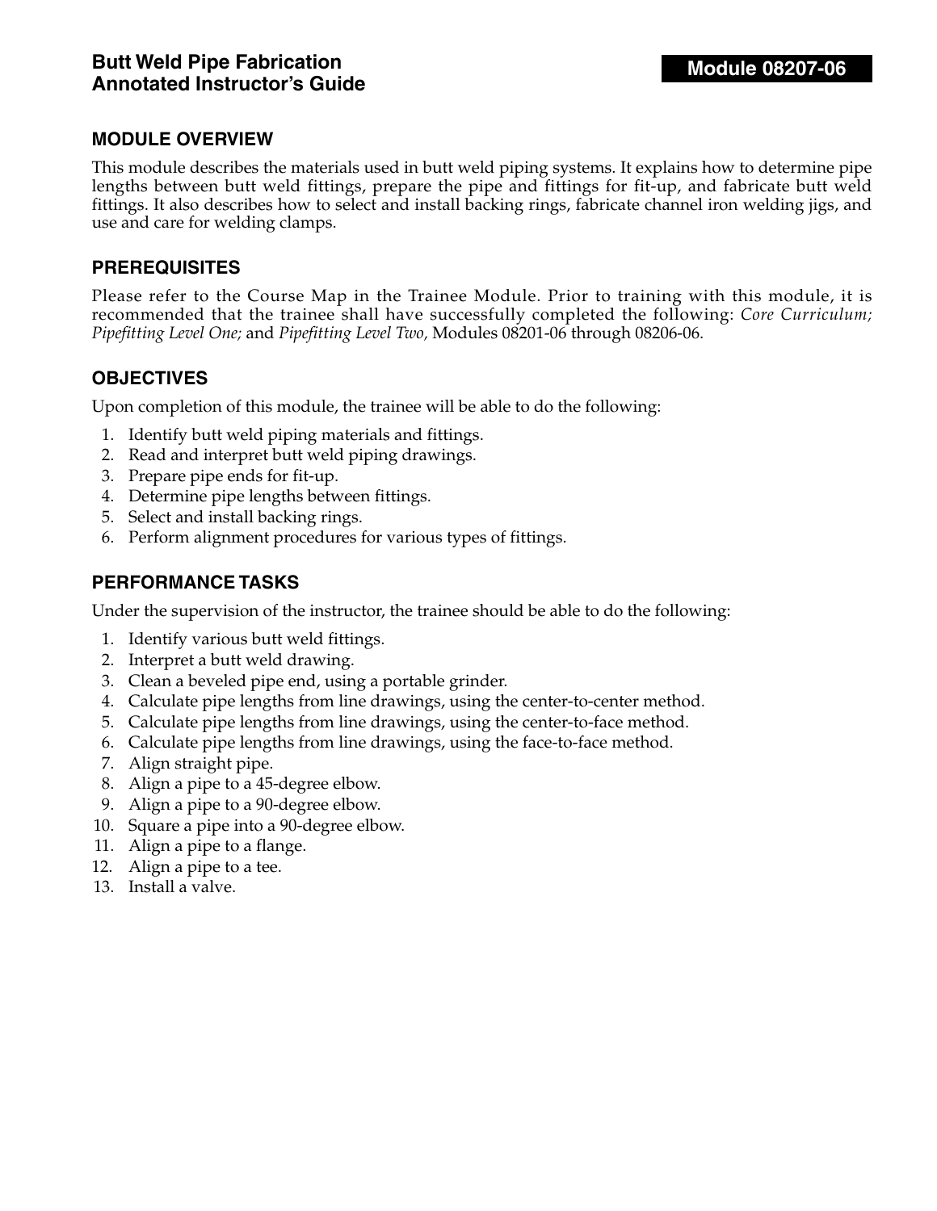# Butt Weld Pipe Fabrication Annotated Instructor's Guide

**Module 08207-06**

## MODULE OVERVIEW

This module describes the materials used in butt weld piping systems. It explains how to determine pipe lengths between butt weld fittings, prepare the pipe and fittings for fit-up, and fabricate butt weld fittings. It also describes how to select and install backing rings, fabricate channel iron welding jigs, and use and care for welding clamps.

## PREREQUISITES

Please refer to the Course Map in the Trainee Module. Prior to training with this module, it is recommended that the trainee shall have successfully completed the following: *Core Curriculum; Pipefitting Level One;* and *Pipefitting Level Two,* Modules 08201-06 through 08206-06.

## OBJECTIVES

Upon completion of this module, the trainee will be able to do the following:

1. Identify butt weld piping materials and fittings.
2. Read and interpret butt weld piping drawings.
3. Prepare pipe ends for fit-up.
4. Determine pipe lengths between fittings.
5. Select and install backing rings.
6. Perform alignment procedures for various types of fittings.

## PERFORMANCE TASKS

Under the supervision of the instructor, the trainee should be able to do the following:

1. Identify various butt weld fittings.
2. Interpret a butt weld drawing.
3. Clean a beveled pipe end, using a portable grinder.
4. Calculate pipe lengths from line drawings, using the center-to-center method.
5. Calculate pipe lengths from line drawings, using the center-to-face method.
6. Calculate pipe lengths from line drawings, using the face-to-face method.
7. Align straight pipe.
8. Align a pipe to a 45-degree elbow.
9. Align a pipe to a 90-degree elbow.
10. Square a pipe into a 90-degree elbow.
11. Align a pipe to a flange.
12. Align a pipe to a tee.
13. Install a valve.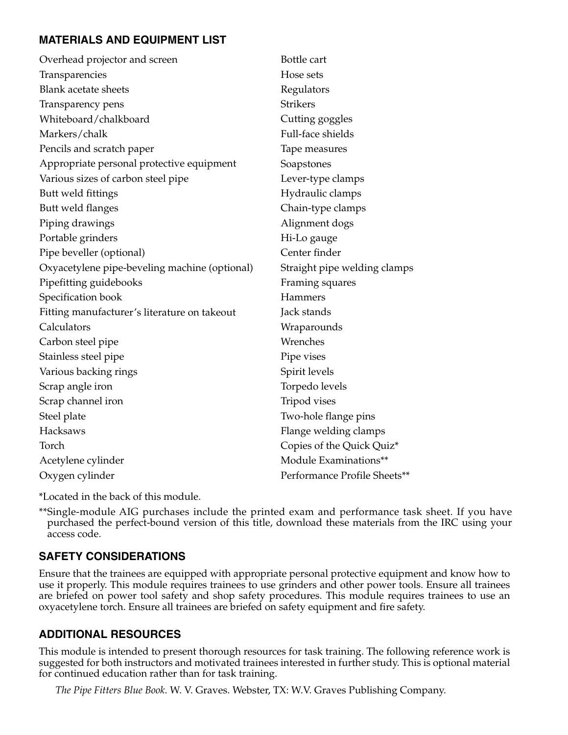## MATERIALS AND EQUIPMENT LIST

Overhead projector and screen
Transparencies
Blank acetate sheets
Transparency pens
Whiteboard/chalkboard
Markers/chalk
Pencils and scratch paper
Appropriate personal protective equipment
Various sizes of carbon steel pipe
Butt weld fittings
Butt weld flanges
Piping drawings
Portable grinders
Pipe beveller (optional)
Oxyacetylene pipe-beveling machine (optional)
Pipefitting guidebooks
Specification book
Fitting manufacturer's literature on takeout
Calculators
Carbon steel pipe
Stainless steel pipe
Various backing rings
Scrap angle iron
Scrap channel iron
Steel plate
Hacksaws
Torch
Acetylene cylinder
Oxygen cylinder
Bottle cart
Hose sets
Regulators
Strikers
Cutting goggles
Full-face shields
Tape measures
Soapstones
Lever-type clamps
Hydraulic clamps
Chain-type clamps
Alignment dogs
Hi-Lo gauge
Center finder
Straight pipe welding clamps
Framing squares
Hammers
Jack stands
Wraparounds
Wrenches
Pipe vises
Spirit levels
Torpedo levels
Tripod vises
Two-hole flange pins
Flange welding clamps
Copies of the Quick Quiz*
Module Examinations**
Performance Profile Sheets**

*Located in the back of this module.

**Single-module AIG purchases include the printed exam and performance task sheet. If you have purchased the perfect-bound version of this title, download these materials from the IRC using your access code.

## SAFETY CONSIDERATIONS

Ensure that the trainees are equipped with appropriate personal protective equipment and know how to use it properly. This module requires trainees to use grinders and other power tools. Ensure all trainees are briefed on power tool safety and shop safety procedures. This module requires trainees to use an oxyacetylene torch. Ensure all trainees are briefed on safety equipment and fire safety.

## ADDITIONAL RESOURCES

This module is intended to present thorough resources for task training. The following reference work is suggested for both instructors and motivated trainees interested in further study. This is optional material for continued education rather than for task training.

*The Pipe Fitters Blue Book*. W. V. Graves. Webster, TX: W.V. Graves Publishing Company.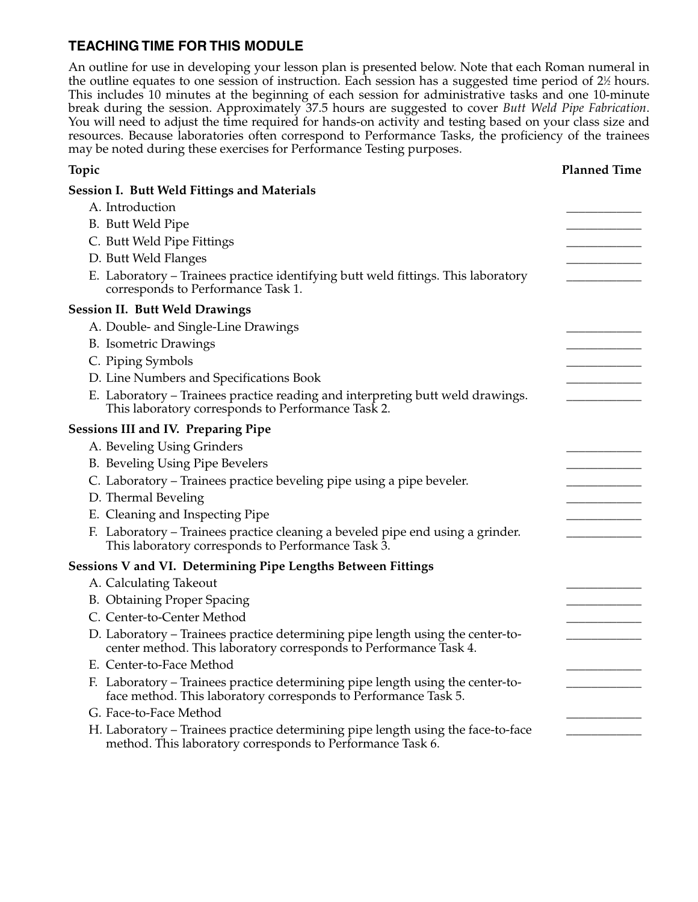## TEACHING TIME FOR THIS MODULE

An outline for use in developing your lesson plan is presented below. Note that each Roman numeral in the outline equates to one session of instruction. Each session has a suggested time period of 2½ hours. This includes 10 minutes at the beginning of each session for administrative tasks and one 10-minute break during the session. Approximately 37.5 hours are suggested to cover *Butt Weld Pipe Fabrication*. You will need to adjust the time required for hands-on activity and testing based on your class size and resources. Because laboratories often correspond to Performance Tasks, the proficiency of the trainees may be noted during these exercises for Performance Testing purposes.

| Topic | Planned Time |
|---|---|
| **Session I. Butt Weld Fittings and Materials** | |
| A. Introduction | ____________ |
| B. Butt Weld Pipe | ____________ |
| C. Butt Weld Pipe Fittings | ____________ |
| D. Butt Weld Flanges | ____________ |
| E. Laboratory – Trainees practice identifying butt weld fittings. This laboratory corresponds to Performance Task 1. | ____________ |
| **Session II. Butt Weld Drawings** | |
| A. Double- and Single-Line Drawings | ____________ |
| B. Isometric Drawings | ____________ |
| C. Piping Symbols | ____________ |
| D. Line Numbers and Specifications Book | ____________ |
| E. Laboratory – Trainees practice reading and interpreting butt weld drawings. This laboratory corresponds to Performance Task 2. | ____________ |
| **Sessions III and IV. Preparing Pipe** | |
| A. Beveling Using Grinders | ____________ |
| B. Beveling Using Pipe Bevelers | ____________ |
| C. Laboratory – Trainees practice beveling pipe using a pipe beveler. | ____________ |
| D. Thermal Beveling | ____________ |
| E. Cleaning and Inspecting Pipe | ____________ |
| F. Laboratory – Trainees practice cleaning a beveled pipe end using a grinder. This laboratory corresponds to Performance Task 3. | ____________ |
| **Sessions V and VI. Determining Pipe Lengths Between Fittings** | |
| A. Calculating Takeout | ____________ |
| B. Obtaining Proper Spacing | ____________ |
| C. Center-to-Center Method | ____________ |
| D. Laboratory – Trainees practice determining pipe length using the center-to-center method. This laboratory corresponds to Performance Task 4. | ____________ |
| E. Center-to-Face Method | ____________ |
| F. Laboratory – Trainees practice determining pipe length using the center-to-face method. This laboratory corresponds to Performance Task 5. | ____________ |
| G. Face-to-Face Method | ____________ |
| H. Laboratory – Trainees practice determining pipe length using the face-to-face method. This laboratory corresponds to Performance Task 6. | ____________ |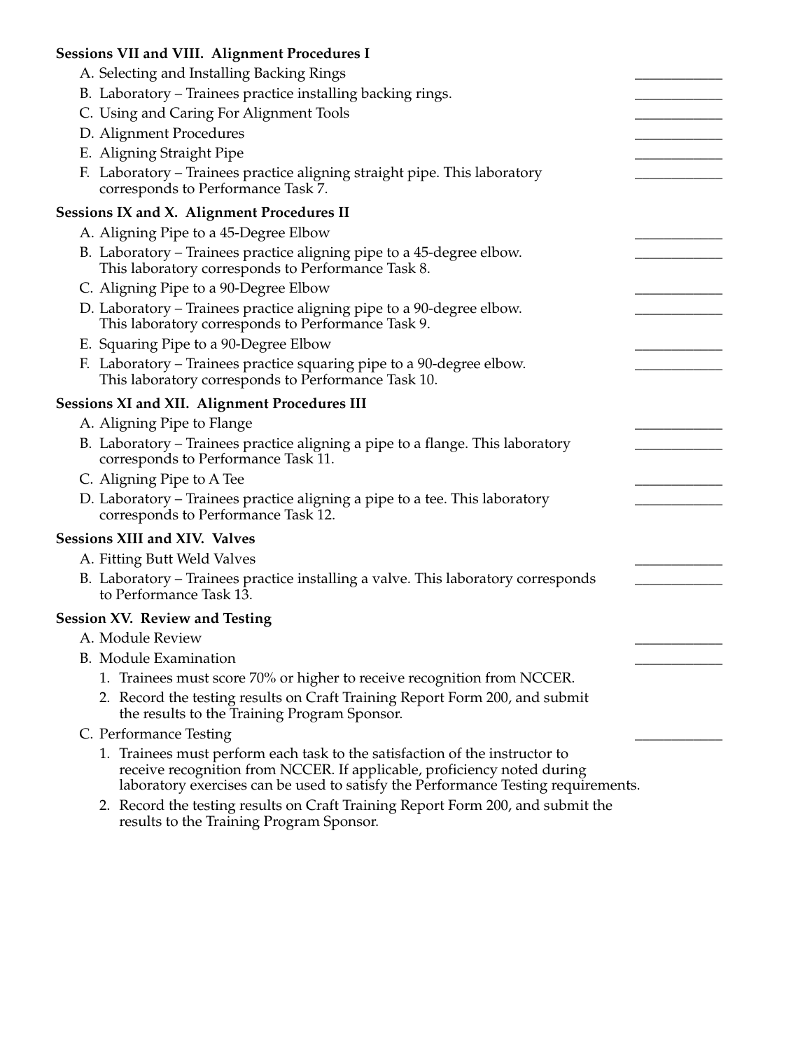**Sessions VII and VIII. Alignment Procedures I**

A. Selecting and Installing Backing Rings ____________

B. Laboratory – Trainees practice installing backing rings. ____________

C. Using and Caring For Alignment Tools ____________

D. Alignment Procedures ____________

E. Aligning Straight Pipe ____________

F. Laboratory – Trainees practice aligning straight pipe. This laboratory corresponds to Performance Task 7. ____________

**Sessions IX and X. Alignment Procedures II**

A. Aligning Pipe to a 45-Degree Elbow ____________

B. Laboratory – Trainees practice aligning pipe to a 45-degree elbow. This laboratory corresponds to Performance Task 8. ____________

C. Aligning Pipe to a 90-Degree Elbow ____________

D. Laboratory – Trainees practice aligning pipe to a 90-degree elbow. This laboratory corresponds to Performance Task 9. ____________

E. Squaring Pipe to a 90-Degree Elbow ____________

F. Laboratory – Trainees practice squaring pipe to a 90-degree elbow. This laboratory corresponds to Performance Task 10. ____________

**Sessions XI and XII. Alignment Procedures III**

A. Aligning Pipe to Flange ____________

B. Laboratory – Trainees practice aligning a pipe to a flange. This laboratory corresponds to Performance Task 11. ____________

C. Aligning Pipe to A Tee ____________

D. Laboratory – Trainees practice aligning a pipe to a tee. This laboratory corresponds to Performance Task 12. ____________

**Sessions XIII and XIV. Valves**

A. Fitting Butt Weld Valves ____________

B. Laboratory – Trainees practice installing a valve. This laboratory corresponds to Performance Task 13. ____________

**Session XV. Review and Testing**

A. Module Review ____________

B. Module Examination ____________

1. Trainees must score 70% or higher to receive recognition from NCCER.
2. Record the testing results on Craft Training Report Form 200, and submit the results to the Training Program Sponsor.

C. Performance Testing ____________

1. Trainees must perform each task to the satisfaction of the instructor to receive recognition from NCCER. If applicable, proficiency noted during laboratory exercises can be used to satisfy the Performance Testing requirements.
2. Record the testing results on Craft Training Report Form 200, and submit the results to the Training Program Sponsor.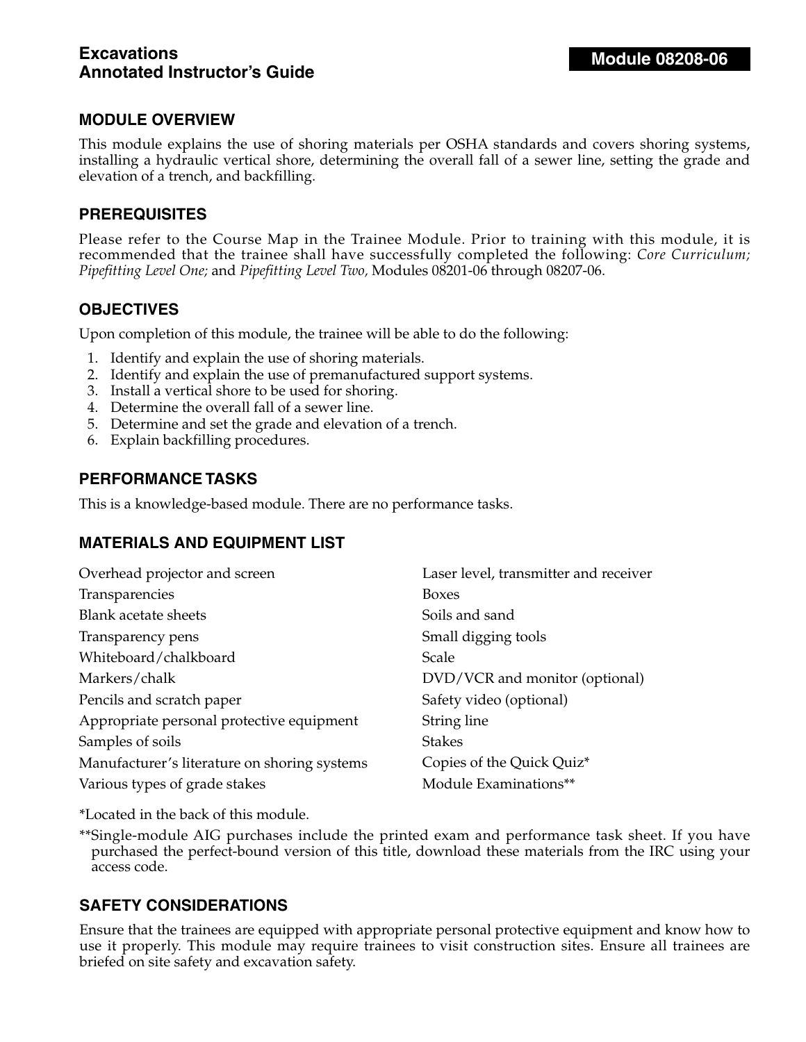# Excavations Annotated Instructor's Guide

**Module 08208-06**

## MODULE OVERVIEW

This module explains the use of shoring materials per OSHA standards and covers shoring systems, installing a hydraulic vertical shore, determining the overall fall of a sewer line, setting the grade and elevation of a trench, and backfilling.

## PREREQUISITES

Please refer to the Course Map in the Trainee Module. Prior to training with this module, it is recommended that the trainee shall have successfully completed the following: *Core Curriculum; Pipefitting Level One;* and *Pipefitting Level Two,* Modules 08201-06 through 08207-06.

## OBJECTIVES

Upon completion of this module, the trainee will be able to do the following:

1. Identify and explain the use of shoring materials.
2. Identify and explain the use of premanufactured support systems.
3. Install a vertical shore to be used for shoring.
4. Determine the overall fall of a sewer line.
5. Determine and set the grade and elevation of a trench.
6. Explain backfilling procedures.

## PERFORMANCE TASKS

This is a knowledge-based module. There are no performance tasks.

## MATERIALS AND EQUIPMENT LIST

- Overhead projector and screen
- Transparencies
- Blank acetate sheets
- Transparency pens
- Whiteboard/chalkboard
- Markers/chalk
- Pencils and scratch paper
- Appropriate personal protective equipment
- Samples of soils
- Manufacturer's literature on shoring systems
- Various types of grade stakes
- Laser level, transmitter and receiver
- Boxes
- Soils and sand
- Small digging tools
- Scale
- DVD/VCR and monitor (optional)
- Safety video (optional)
- String line
- Stakes
- Copies of the Quick Quiz*
- Module Examinations**

*Located in the back of this module.

**Single-module AIG purchases include the printed exam and performance task sheet. If you have purchased the perfect-bound version of this title, download these materials from the IRC using your access code.

## SAFETY CONSIDERATIONS

Ensure that the trainees are equipped with appropriate personal protective equipment and know how to use it properly. This module may require trainees to visit construction sites. Ensure all trainees are briefed on site safety and excavation safety.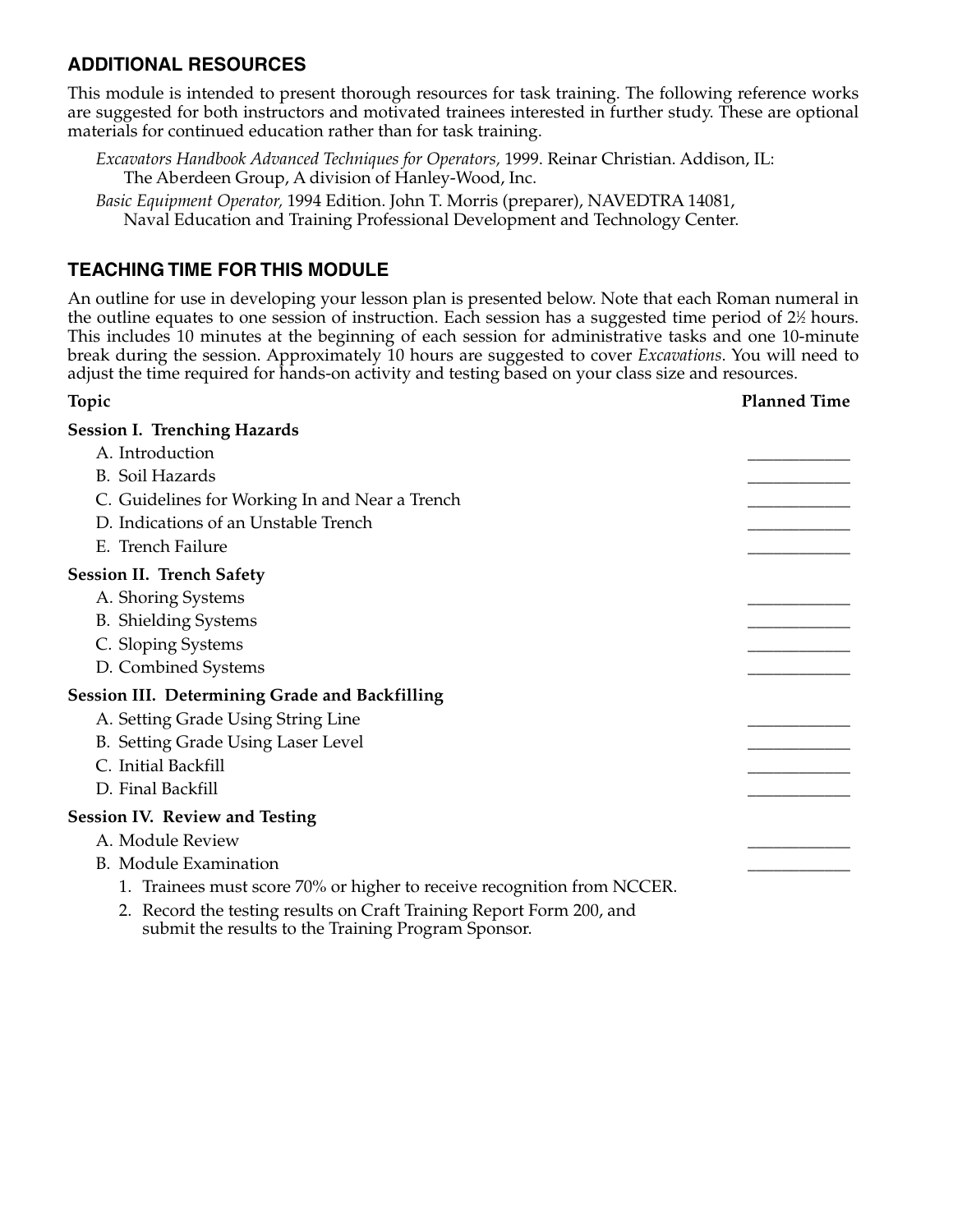## ADDITIONAL RESOURCES

This module is intended to present thorough resources for task training. The following reference works are suggested for both instructors and motivated trainees interested in further study. These are optional materials for continued education rather than for task training.

*Excavators Handbook Advanced Techniques for Operators*, 1999. Reinar Christian. Addison, IL: The Aberdeen Group, A division of Hanley-Wood, Inc.

*Basic Equipment Operator*, 1994 Edition. John T. Morris (preparer), NAVEDTRA 14081, Naval Education and Training Professional Development and Technology Center.

## TEACHING TIME FOR THIS MODULE

An outline for use in developing your lesson plan is presented below. Note that each Roman numeral in the outline equates to one session of instruction. Each session has a suggested time period of 2½ hours. This includes 10 minutes at the beginning of each session for administrative tasks and one 10-minute break during the session. Approximately 10 hours are suggested to cover *Excavations*. You will need to adjust the time required for hands-on activity and testing based on your class size and resources.

| Topic | Planned Time |
|---|---|
| **Session I. Trenching Hazards** | |
| A. Introduction | ____________ |
| B. Soil Hazards | ____________ |
| C. Guidelines for Working In and Near a Trench | ____________ |
| D. Indications of an Unstable Trench | ____________ |
| E. Trench Failure | ____________ |
| **Session II. Trench Safety** | |
| A. Shoring Systems | ____________ |
| B. Shielding Systems | ____________ |
| C. Sloping Systems | ____________ |
| D. Combined Systems | ____________ |
| **Session III. Determining Grade and Backfilling** | |
| A. Setting Grade Using String Line | ____________ |
| B. Setting Grade Using Laser Level | ____________ |
| C. Initial Backfill | ____________ |
| D. Final Backfill | ____________ |
| **Session IV. Review and Testing** | |
| A. Module Review | ____________ |
| B. Module Examination | ____________ |

1. Trainees must score 70% or higher to receive recognition from NCCER.
2. Record the testing results on Craft Training Report Form 200, and submit the results to the Training Program Sponsor.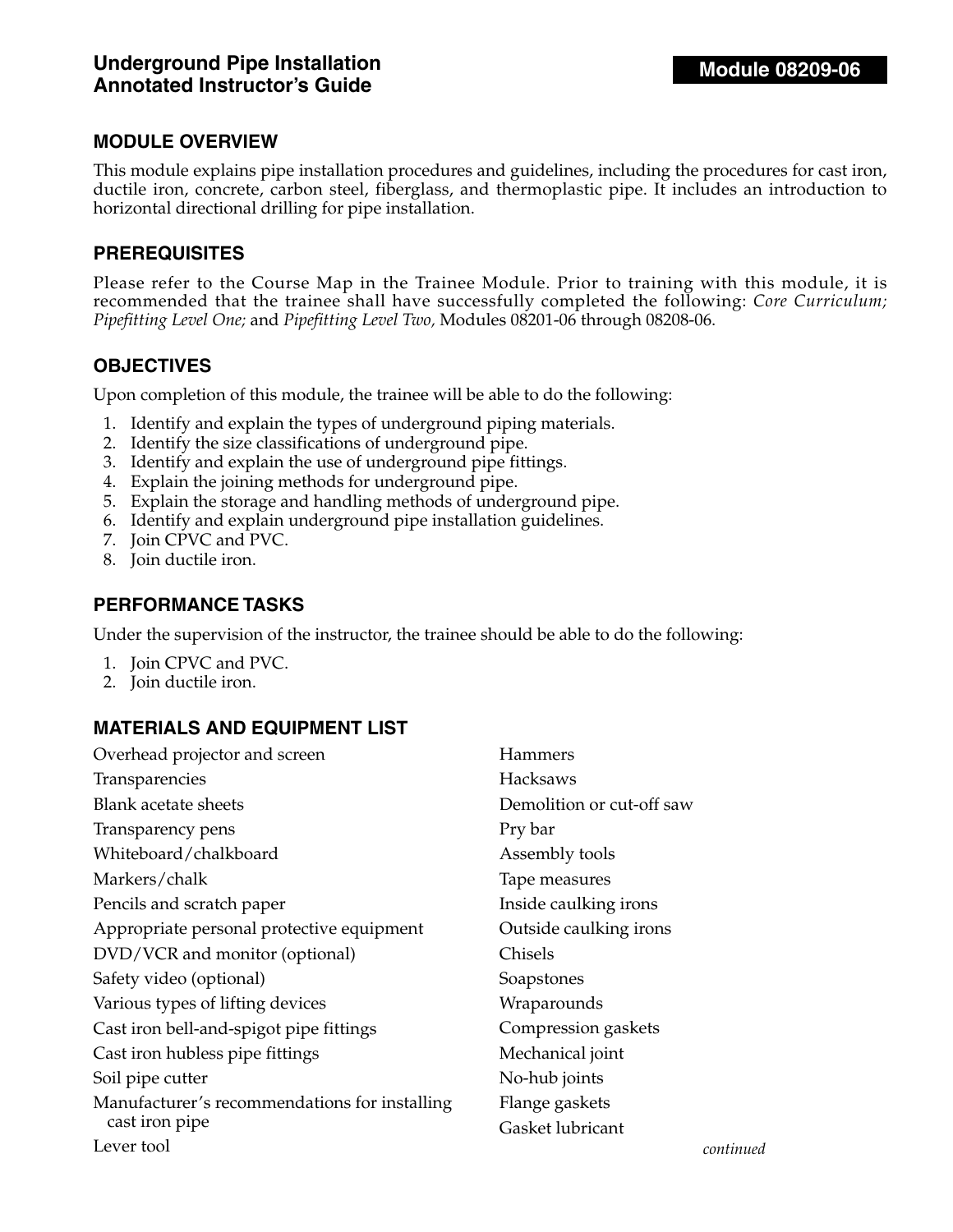# Underground Pipe Installation Annotated Instructor's Guide

**Module 08209-06**

## MODULE OVERVIEW

This module explains pipe installation procedures and guidelines, including the procedures for cast iron, ductile iron, concrete, carbon steel, fiberglass, and thermoplastic pipe. It includes an introduction to horizontal directional drilling for pipe installation.

## PREREQUISITES

Please refer to the Course Map in the Trainee Module. Prior to training with this module, it is recommended that the trainee shall have successfully completed the following: *Core Curriculum; Pipefitting Level One;* and *Pipefitting Level Two,* Modules 08201-06 through 08208-06.

## OBJECTIVES

Upon completion of this module, the trainee will be able to do the following:

1. Identify and explain the types of underground piping materials.
2. Identify the size classifications of underground pipe.
3. Identify and explain the use of underground pipe fittings.
4. Explain the joining methods for underground pipe.
5. Explain the storage and handling methods of underground pipe.
6. Identify and explain underground pipe installation guidelines.
7. Join CPVC and PVC.
8. Join ductile iron.

## PERFORMANCE TASKS

Under the supervision of the instructor, the trainee should be able to do the following:

1. Join CPVC and PVC.
2. Join ductile iron.

## MATERIALS AND EQUIPMENT LIST

Overhead projector and screen
Transparencies
Blank acetate sheets
Transparency pens
Whiteboard/chalkboard
Markers/chalk
Pencils and scratch paper
Appropriate personal protective equipment
DVD/VCR and monitor (optional)
Safety video (optional)
Various types of lifting devices
Cast iron bell-and-spigot pipe fittings
Cast iron hubless pipe fittings
Soil pipe cutter
Manufacturer's recommendations for installing cast iron pipe
Lever tool
Hammers
Hacksaws
Demolition or cut-off saw
Pry bar
Assembly tools
Tape measures
Inside caulking irons
Outside caulking irons
Chisels
Soapstones
Wraparounds
Compression gaskets
Mechanical joint
No-hub joints
Flange gaskets
Gasket lubricant

*continued*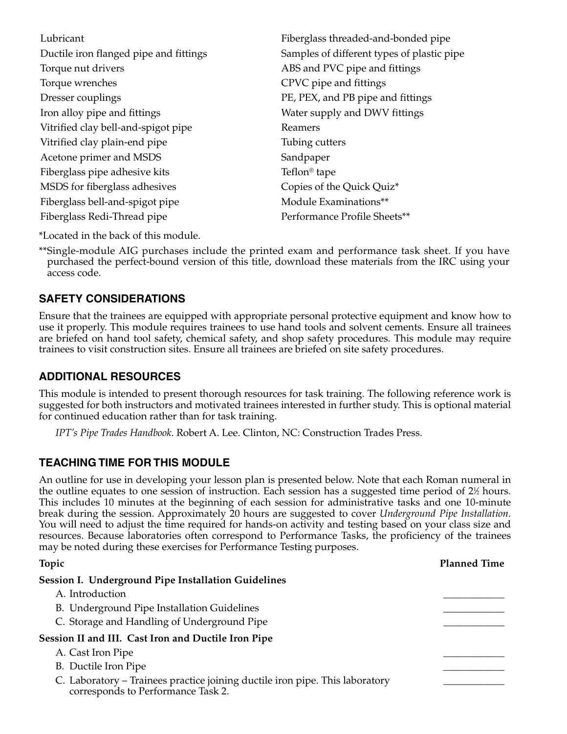- Lubricant
- Ductile iron flanged pipe and fittings
- Torque nut drivers
- Torque wrenches
- Dresser couplings
- Iron alloy pipe and fittings
- Vitrified clay bell-and-spigot pipe
- Vitrified clay plain-end pipe
- Acetone primer and MSDS
- Fiberglass pipe adhesive kits
- MSDS for fiberglass adhesives
- Fiberglass bell-and-spigot pipe
- Fiberglass Redi-Thread pipe
- Fiberglass threaded-and-bonded pipe
- Samples of different types of plastic pipe
- ABS and PVC pipe and fittings
- CPVC pipe and fittings
- PE, PEX, and PB pipe and fittings
- Water supply and DWV fittings
- Reamers
- Tubing cutters
- Sandpaper
- Teflon® tape
- Copies of the Quick Quiz*
- Module Examinations**
- Performance Profile Sheets**

*Located in the back of this module.

**Single-module AIG purchases include the printed exam and performance task sheet. If you have purchased the perfect-bound version of this title, download these materials from the IRC using your access code.

## SAFETY CONSIDERATIONS

Ensure that the trainees are equipped with appropriate personal protective equipment and know how to use it properly. This module requires trainees to use hand tools and solvent cements. Ensure all trainees are briefed on hand tool safety, chemical safety, and shop safety procedures. This module may require trainees to visit construction sites. Ensure all trainees are briefed on site safety procedures.

## ADDITIONAL RESOURCES

This module is intended to present thorough resources for task training. The following reference work is suggested for both instructors and motivated trainees interested in further study. This is optional material for continued education rather than for task training.

*IPT's Pipe Trades Handbook*. Robert A. Lee. Clinton, NC: Construction Trades Press.

## TEACHING TIME FOR THIS MODULE

An outline for use in developing your lesson plan is presented below. Note that each Roman numeral in the outline equates to one session of instruction. Each session has a suggested time period of 2½ hours. This includes 10 minutes at the beginning of each session for administrative tasks and one 10-minute break during the session. Approximately 20 hours are suggested to cover *Underground Pipe Installation*. You will need to adjust the time required for hands-on activity and testing based on your class size and resources. Because laboratories often correspond to Performance Tasks, the proficiency of the trainees may be noted during these exercises for Performance Testing purposes.

| Topic | Planned Time |
|---|---|
| **Session I. Underground Pipe Installation Guidelines** | |
| A. Introduction | ____________ |
| B. Underground Pipe Installation Guidelines | ____________ |
| C. Storage and Handling of Underground Pipe | ____________ |
| **Session II and III. Cast Iron and Ductile Iron Pipe** | |
| A. Cast Iron Pipe | ____________ |
| B. Ductile Iron Pipe | ____________ |
| C. Laboratory – Trainees practice joining ductile iron pipe. This laboratory corresponds to Performance Task 2. | ____________ |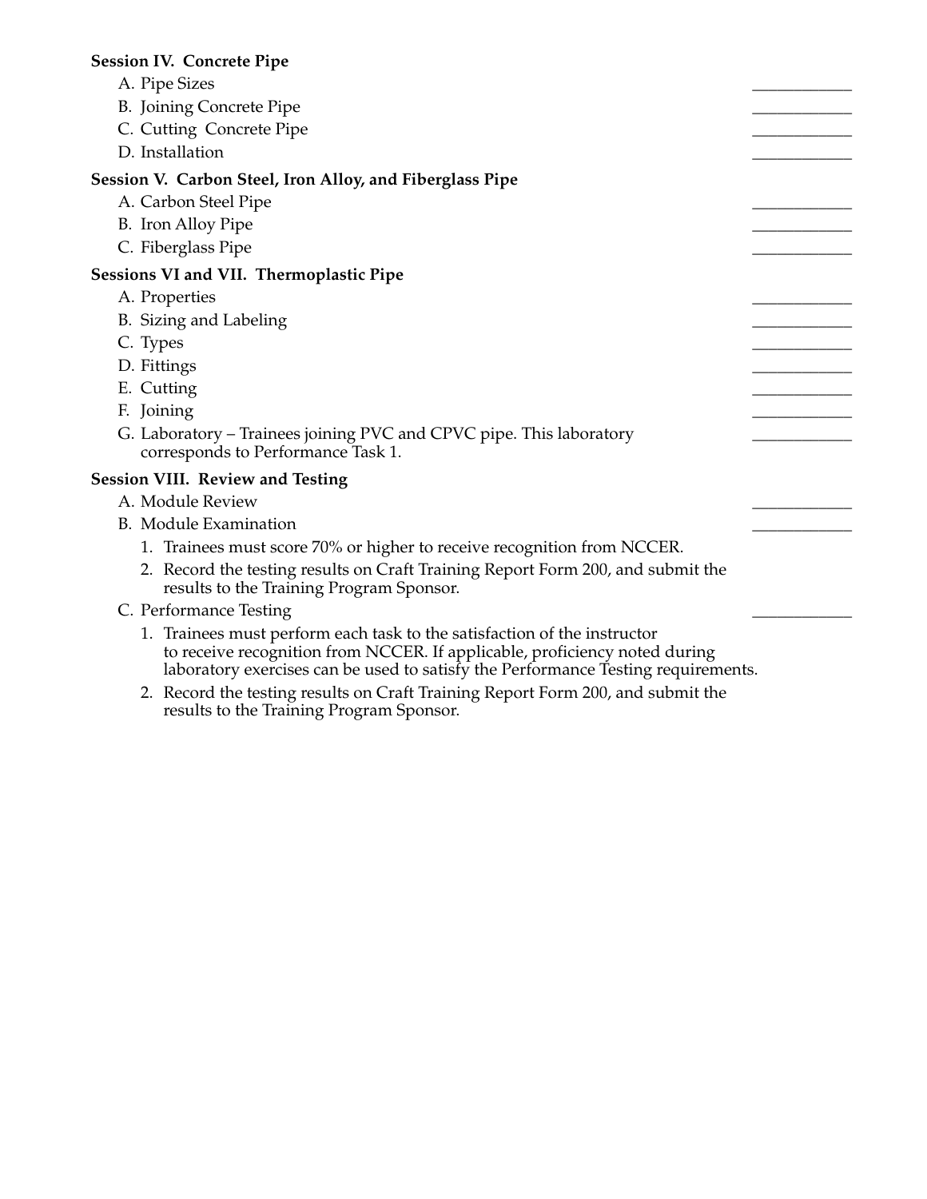**Session IV. Concrete Pipe**

A. Pipe Sizes ____________

B. Joining Concrete Pipe ____________

C. Cutting Concrete Pipe ____________

D. Installation ____________

**Session V. Carbon Steel, Iron Alloy, and Fiberglass Pipe**

A. Carbon Steel Pipe ____________

B. Iron Alloy Pipe ____________

C. Fiberglass Pipe ____________

**Sessions VI and VII. Thermoplastic Pipe**

A. Properties ____________

B. Sizing and Labeling ____________

C. Types ____________

D. Fittings ____________

E. Cutting ____________

F. Joining ____________

G. Laboratory – Trainees joining PVC and CPVC pipe. This laboratory corresponds to Performance Task 1. ____________

**Session VIII. Review and Testing**

A. Module Review ____________

B. Module Examination ____________

1. Trainees must score 70% or higher to receive recognition from NCCER.
2. Record the testing results on Craft Training Report Form 200, and submit the results to the Training Program Sponsor.

C. Performance Testing ____________

1. Trainees must perform each task to the satisfaction of the instructor to receive recognition from NCCER. If applicable, proficiency noted during laboratory exercises can be used to satisfy the Performance Testing requirements.
2. Record the testing results on Craft Training Report Form 200, and submit the results to the Training Program Sponsor.